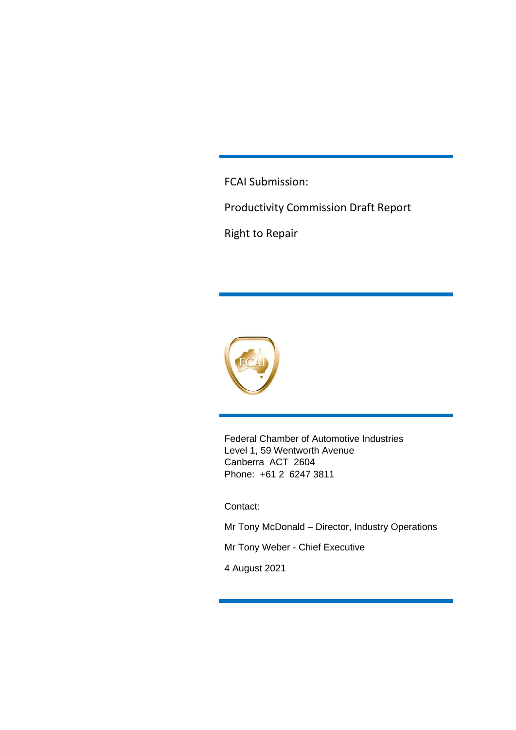# FCAI Submission:

## Productivity Commission Draft Report

## Right to Repair

Federal Chamber of Automotive Industries
Level 1, 59 Wentworth Avenue
Canberra ACT 2604
Phone: +61 2 6247 3811

Contact:

Mr Tony McDonald – Director, Industry Operations

Mr Tony Weber - Chief Executive

4 August 2021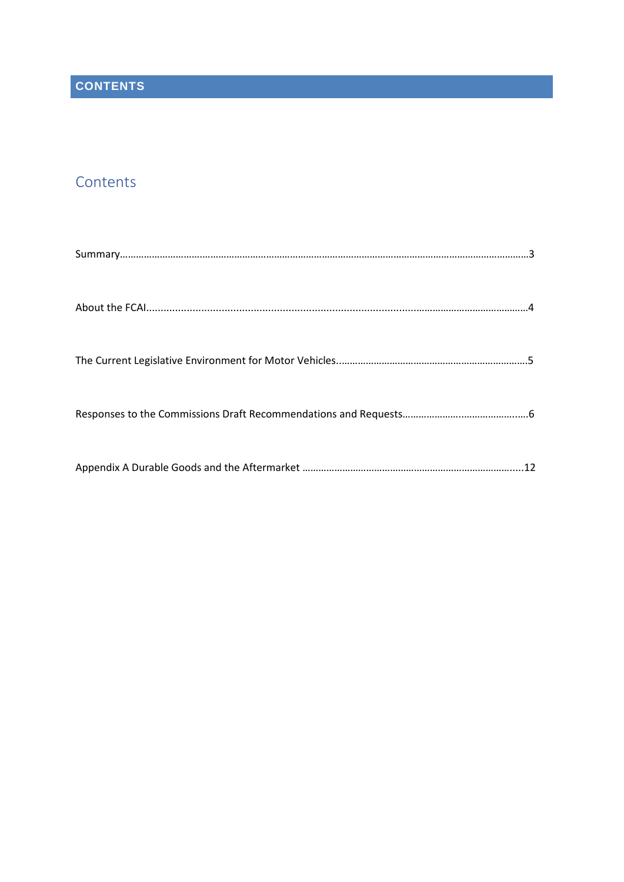# CONTENTS

## Contents

Summary…………………………………………………………………………………………………………………………………………3

About the FCAI……………………………………………………………………………………………………………………………………4

The Current Legislative Environment for Motor Vehicles……………………………………………………………………5

Responses to the Commissions Draft Recommendations and Requests……………………………………………6

Appendix A Durable Goods and the Aftermarket ……………………………………………………………………………12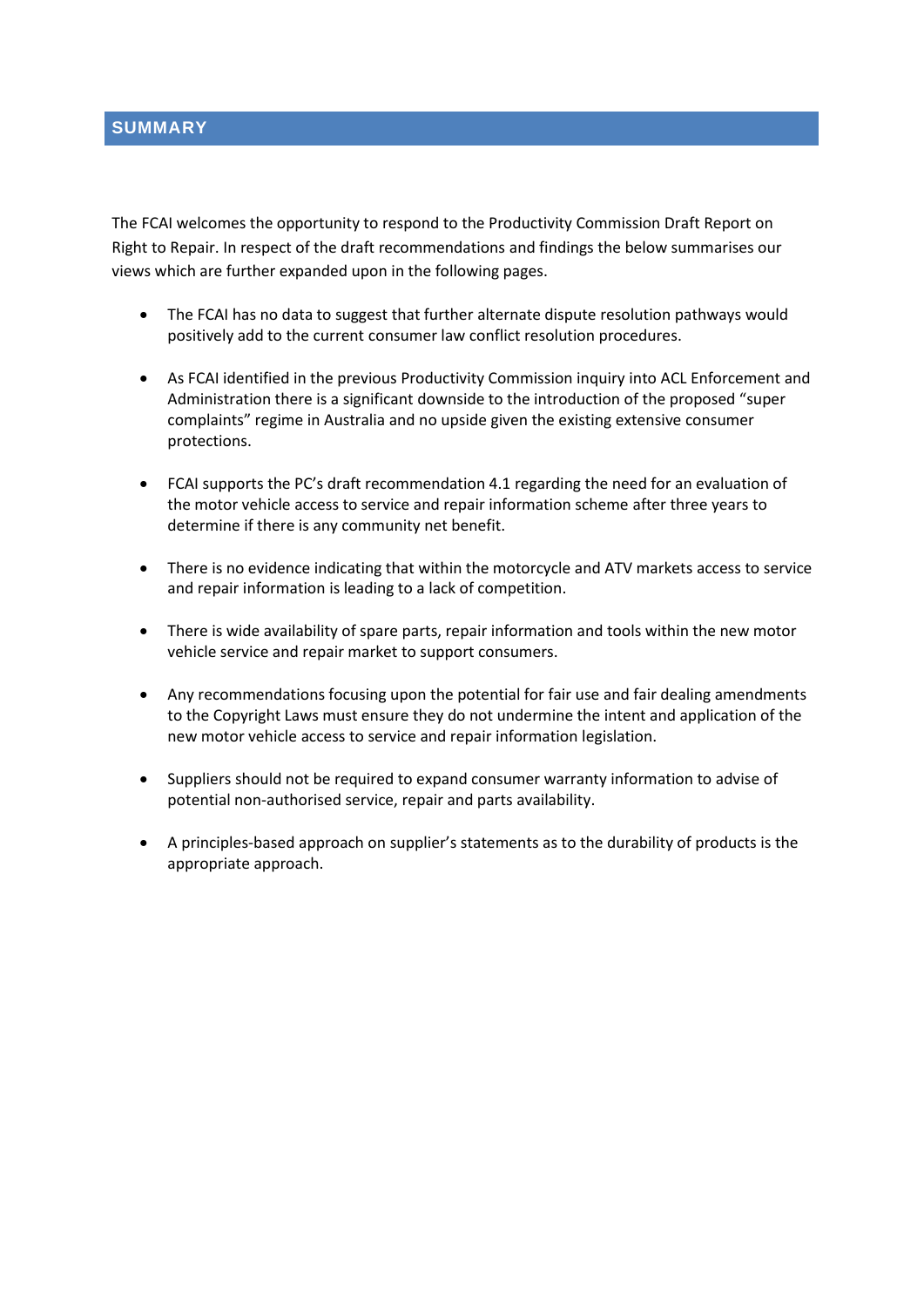## SUMMARY

The FCAI welcomes the opportunity to respond to the Productivity Commission Draft Report on Right to Repair. In respect of the draft recommendations and findings the below summarises our views which are further expanded upon in the following pages.

- The FCAI has no data to suggest that further alternate dispute resolution pathways would positively add to the current consumer law conflict resolution procedures.

- As FCAI identified in the previous Productivity Commission inquiry into ACL Enforcement and Administration there is a significant downside to the introduction of the proposed "super complaints" regime in Australia and no upside given the existing extensive consumer protections.

- FCAI supports the PC's draft recommendation 4.1 regarding the need for an evaluation of the motor vehicle access to service and repair information scheme after three years to determine if there is any community net benefit.

- There is no evidence indicating that within the motorcycle and ATV markets access to service and repair information is leading to a lack of competition.

- There is wide availability of spare parts, repair information and tools within the new motor vehicle service and repair market to support consumers.

- Any recommendations focusing upon the potential for fair use and fair dealing amendments to the Copyright Laws must ensure they do not undermine the intent and application of the new motor vehicle access to service and repair information legislation.

- Suppliers should not be required to expand consumer warranty information to advise of potential non-authorised service, repair and parts availability.

- A principles-based approach on supplier's statements as to the durability of products is the appropriate approach.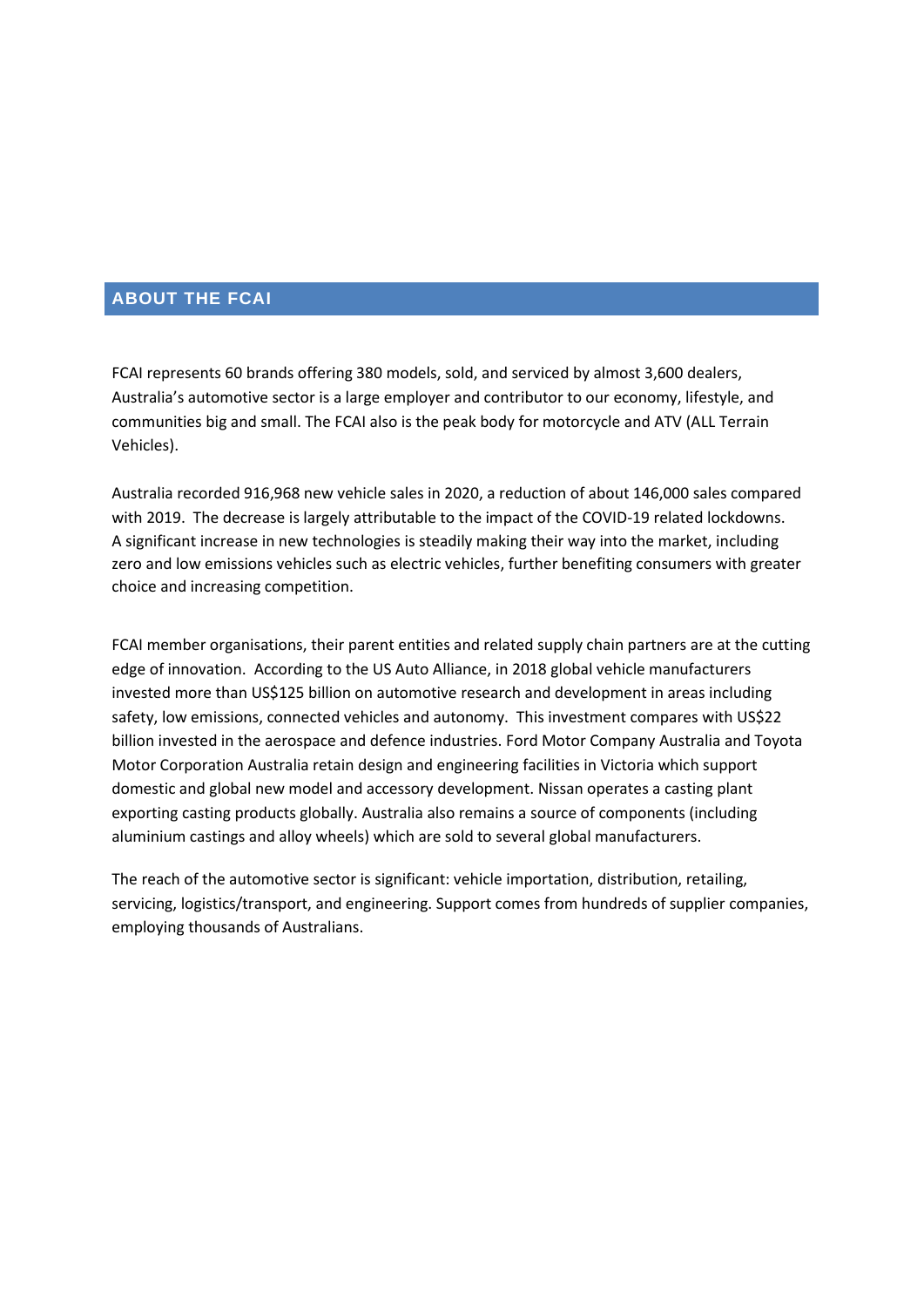## ABOUT THE FCAI

FCAI represents 60 brands offering 380 models, sold, and serviced by almost 3,600 dealers, Australia's automotive sector is a large employer and contributor to our economy, lifestyle, and communities big and small. The FCAI also is the peak body for motorcycle and ATV (ALL Terrain Vehicles).

Australia recorded 916,968 new vehicle sales in 2020, a reduction of about 146,000 sales compared with 2019. The decrease is largely attributable to the impact of the COVID-19 related lockdowns. A significant increase in new technologies is steadily making their way into the market, including zero and low emissions vehicles such as electric vehicles, further benefiting consumers with greater choice and increasing competition.

FCAI member organisations, their parent entities and related supply chain partners are at the cutting edge of innovation. According to the US Auto Alliance, in 2018 global vehicle manufacturers invested more than US$125 billion on automotive research and development in areas including safety, low emissions, connected vehicles and autonomy. This investment compares with US$22 billion invested in the aerospace and defence industries. Ford Motor Company Australia and Toyota Motor Corporation Australia retain design and engineering facilities in Victoria which support domestic and global new model and accessory development. Nissan operates a casting plant exporting casting products globally. Australia also remains a source of components (including aluminium castings and alloy wheels) which are sold to several global manufacturers.

The reach of the automotive sector is significant: vehicle importation, distribution, retailing, servicing, logistics/transport, and engineering. Support comes from hundreds of supplier companies, employing thousands of Australians.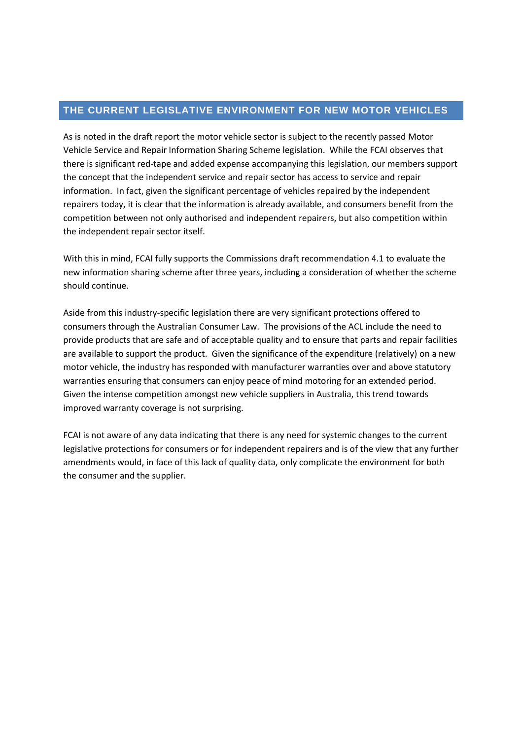## THE CURRENT LEGISLATIVE ENVIRONMENT FOR NEW MOTOR VEHICLES

As is noted in the draft report the motor vehicle sector is subject to the recently passed Motor Vehicle Service and Repair Information Sharing Scheme legislation. While the FCAI observes that there is significant red-tape and added expense accompanying this legislation, our members support the concept that the independent service and repair sector has access to service and repair information. In fact, given the significant percentage of vehicles repaired by the independent repairers today, it is clear that the information is already available, and consumers benefit from the competition between not only authorised and independent repairers, but also competition within the independent repair sector itself.

With this in mind, FCAI fully supports the Commissions draft recommendation 4.1 to evaluate the new information sharing scheme after three years, including a consideration of whether the scheme should continue.

Aside from this industry-specific legislation there are very significant protections offered to consumers through the Australian Consumer Law. The provisions of the ACL include the need to provide products that are safe and of acceptable quality and to ensure that parts and repair facilities are available to support the product. Given the significance of the expenditure (relatively) on a new motor vehicle, the industry has responded with manufacturer warranties over and above statutory warranties ensuring that consumers can enjoy peace of mind motoring for an extended period. Given the intense competition amongst new vehicle suppliers in Australia, this trend towards improved warranty coverage is not surprising.

FCAI is not aware of any data indicating that there is any need for systemic changes to the current legislative protections for consumers or for independent repairers and is of the view that any further amendments would, in face of this lack of quality data, only complicate the environment for both the consumer and the supplier.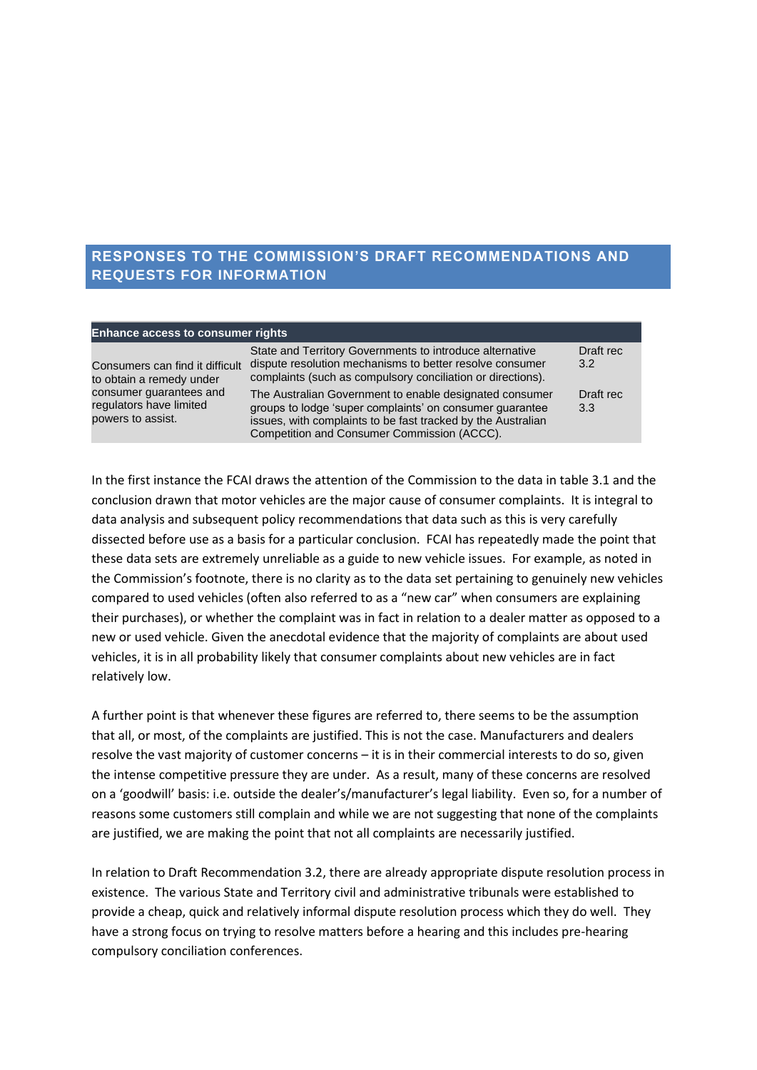## RESPONSES TO THE COMMISSION'S DRAFT RECOMMENDATIONS AND REQUESTS FOR INFORMATION

| Enhance access to consumer rights | | |
|---|---|---|
| Consumers can find it difficult to obtain a remedy under consumer guarantees and regulators have limited powers to assist. | State and Territory Governments to introduce alternative dispute resolution mechanisms to better resolve consumer complaints (such as compulsory conciliation or directions). | Draft rec 3.2 |
| | The Australian Government to enable designated consumer groups to lodge 'super complaints' on consumer guarantee issues, with complaints to be fast tracked by the Australian Competition and Consumer Commission (ACCC). | Draft rec 3.3 |

In the first instance the FCAI draws the attention of the Commission to the data in table 3.1 and the conclusion drawn that motor vehicles are the major cause of consumer complaints. It is integral to data analysis and subsequent policy recommendations that data such as this is very carefully dissected before use as a basis for a particular conclusion. FCAI has repeatedly made the point that these data sets are extremely unreliable as a guide to new vehicle issues. For example, as noted in the Commission's footnote, there is no clarity as to the data set pertaining to genuinely new vehicles compared to used vehicles (often also referred to as a "new car" when consumers are explaining their purchases), or whether the complaint was in fact in relation to a dealer matter as opposed to a new or used vehicle. Given the anecdotal evidence that the majority of complaints are about used vehicles, it is in all probability likely that consumer complaints about new vehicles are in fact relatively low.

A further point is that whenever these figures are referred to, there seems to be the assumption that all, or most, of the complaints are justified. This is not the case. Manufacturers and dealers resolve the vast majority of customer concerns – it is in their commercial interests to do so, given the intense competitive pressure they are under. As a result, many of these concerns are resolved on a 'goodwill' basis: i.e. outside the dealer's/manufacturer's legal liability. Even so, for a number of reasons some customers still complain and while we are not suggesting that none of the complaints are justified, we are making the point that not all complaints are necessarily justified.

In relation to Draft Recommendation 3.2, there are already appropriate dispute resolution process in existence. The various State and Territory civil and administrative tribunals were established to provide a cheap, quick and relatively informal dispute resolution process which they do well. They have a strong focus on trying to resolve matters before a hearing and this includes pre-hearing compulsory conciliation conferences.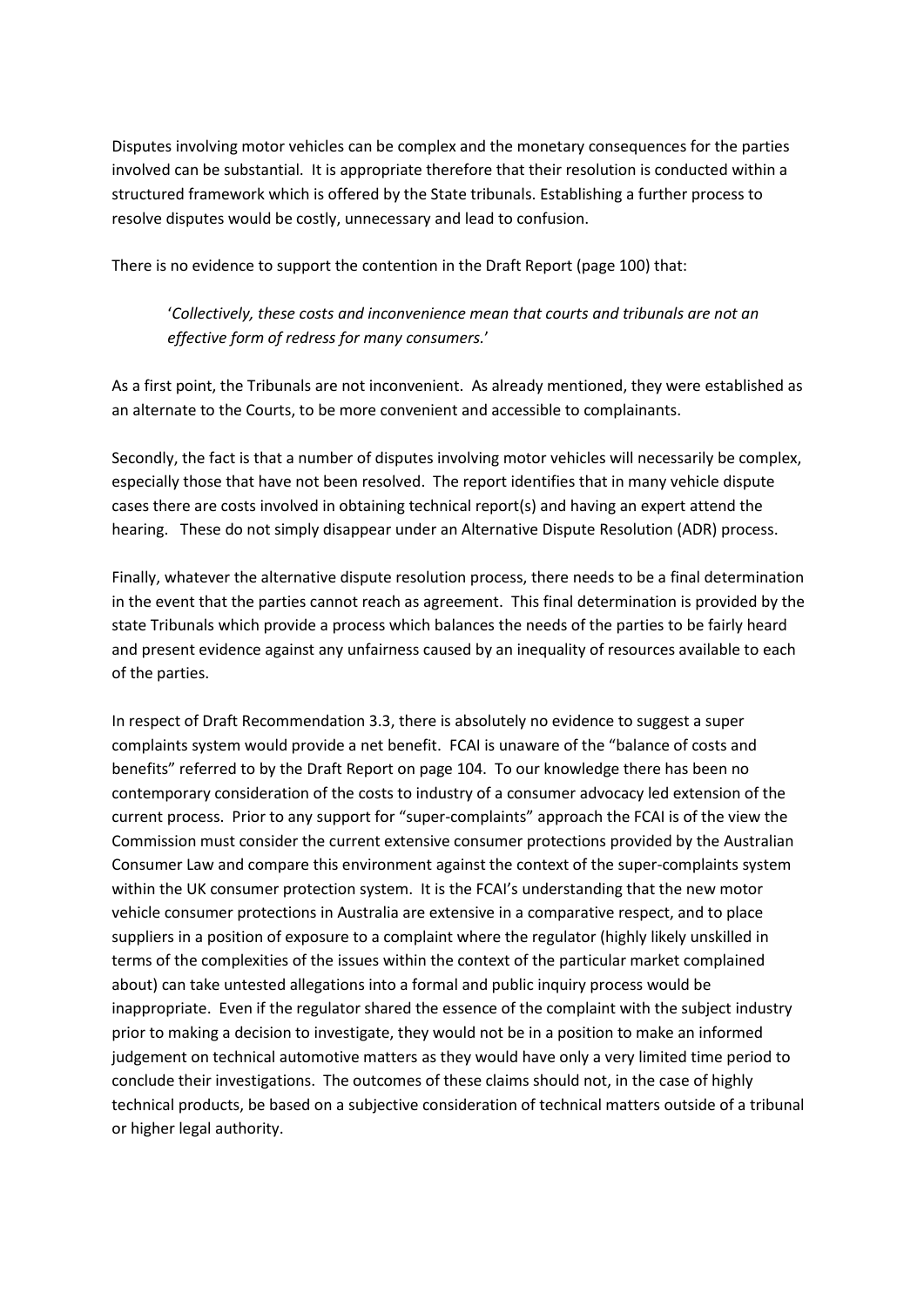Disputes involving motor vehicles can be complex and the monetary consequences for the parties involved can be substantial. It is appropriate therefore that their resolution is conducted within a structured framework which is offered by the State tribunals. Establishing a further process to resolve disputes would be costly, unnecessary and lead to confusion.

There is no evidence to support the contention in the Draft Report (page 100) that:

> '*Collectively, these costs and inconvenience mean that courts and tribunals are not an effective form of redress for many consumers.*'

As a first point, the Tribunals are not inconvenient. As already mentioned, they were established as an alternate to the Courts, to be more convenient and accessible to complainants.

Secondly, the fact is that a number of disputes involving motor vehicles will necessarily be complex, especially those that have not been resolved. The report identifies that in many vehicle dispute cases there are costs involved in obtaining technical report(s) and having an expert attend the hearing. These do not simply disappear under an Alternative Dispute Resolution (ADR) process.

Finally, whatever the alternative dispute resolution process, there needs to be a final determination in the event that the parties cannot reach as agreement. This final determination is provided by the state Tribunals which provide a process which balances the needs of the parties to be fairly heard and present evidence against any unfairness caused by an inequality of resources available to each of the parties.

In respect of Draft Recommendation 3.3, there is absolutely no evidence to suggest a super complaints system would provide a net benefit. FCAI is unaware of the "balance of costs and benefits" referred to by the Draft Report on page 104. To our knowledge there has been no contemporary consideration of the costs to industry of a consumer advocacy led extension of the current process. Prior to any support for "super-complaints" approach the FCAI is of the view the Commission must consider the current extensive consumer protections provided by the Australian Consumer Law and compare this environment against the context of the super-complaints system within the UK consumer protection system. It is the FCAI's understanding that the new motor vehicle consumer protections in Australia are extensive in a comparative respect, and to place suppliers in a position of exposure to a complaint where the regulator (highly likely unskilled in terms of the complexities of the issues within the context of the particular market complained about) can take untested allegations into a formal and public inquiry process would be inappropriate. Even if the regulator shared the essence of the complaint with the subject industry prior to making a decision to investigate, they would not be in a position to make an informed judgement on technical automotive matters as they would have only a very limited time period to conclude their investigations. The outcomes of these claims should not, in the case of highly technical products, be based on a subjective consideration of technical matters outside of a tribunal or higher legal authority.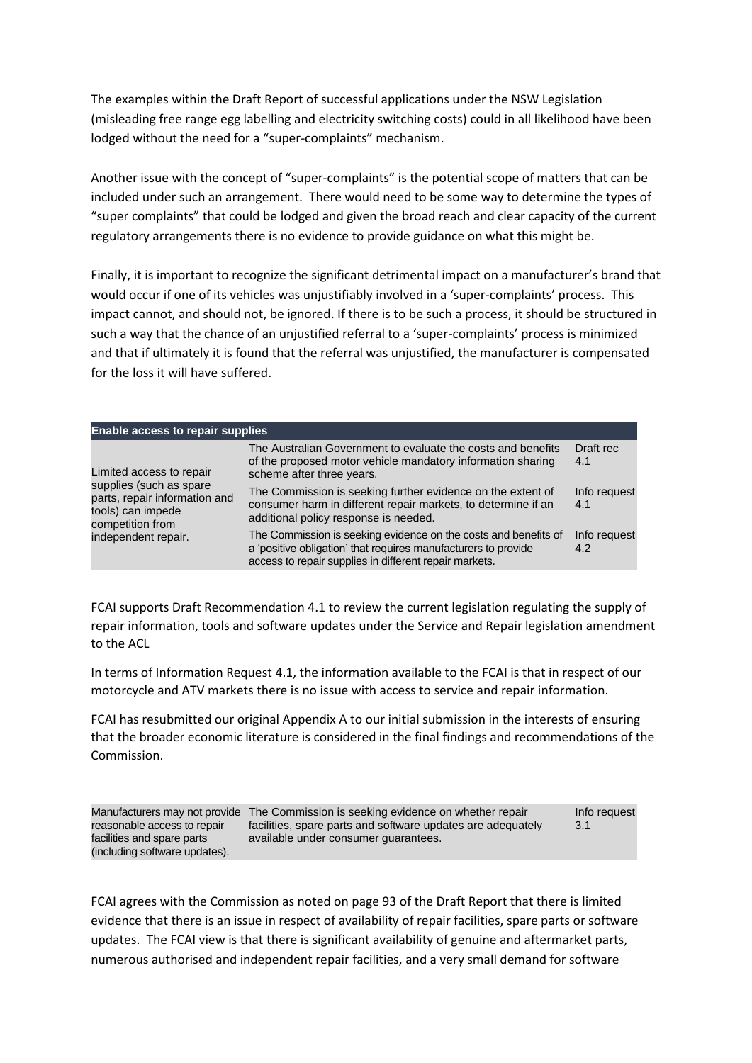The examples within the Draft Report of successful applications under the NSW Legislation (misleading free range egg labelling and electricity switching costs) could in all likelihood have been lodged without the need for a "super-complaints" mechanism.

Another issue with the concept of "super-complaints" is the potential scope of matters that can be included under such an arrangement. There would need to be some way to determine the types of "super complaints" that could be lodged and given the broad reach and clear capacity of the current regulatory arrangements there is no evidence to provide guidance on what this might be.

Finally, it is important to recognize the significant detrimental impact on a manufacturer's brand that would occur if one of its vehicles was unjustifiably involved in a 'super-complaints' process. This impact cannot, and should not, be ignored. If there is to be such a process, it should be structured in such a way that the chance of an unjustified referral to a 'super-complaints' process is minimized and that if ultimately it is found that the referral was unjustified, the manufacturer is compensated for the loss it will have suffered.

| Enable access to repair supplies | | |
|---|---|---|
| Limited access to repair supplies (such as spare parts, repair information and tools) can impede competition from independent repair. | The Australian Government to evaluate the costs and benefits of the proposed motor vehicle mandatory information sharing scheme after three years. | Draft rec 4.1 |
| | The Commission is seeking further evidence on the extent of consumer harm in different repair markets, to determine if an additional policy response is needed. | Info request 4.1 |
| | The Commission is seeking evidence on the costs and benefits of a 'positive obligation' that requires manufacturers to provide access to repair supplies in different repair markets. | Info request 4.2 |

FCAI supports Draft Recommendation 4.1 to review the current legislation regulating the supply of repair information, tools and software updates under the Service and Repair legislation amendment to the ACL

In terms of Information Request 4.1, the information available to the FCAI is that in respect of our motorcycle and ATV markets there is no issue with access to service and repair information.

FCAI has resubmitted our original Appendix A to our initial submission in the interests of ensuring that the broader economic literature is considered in the final findings and recommendations of the Commission.

| | | |
|---|---|---|
| Manufacturers may not provide reasonable access to repair facilities and spare parts (including software updates). | The Commission is seeking evidence on whether repair facilities, spare parts and software updates are adequately available under consumer guarantees. | Info request 3.1 |

FCAI agrees with the Commission as noted on page 93 of the Draft Report that there is limited evidence that there is an issue in respect of availability of repair facilities, spare parts or software updates. The FCAI view is that there is significant availability of genuine and aftermarket parts, numerous authorised and independent repair facilities, and a very small demand for software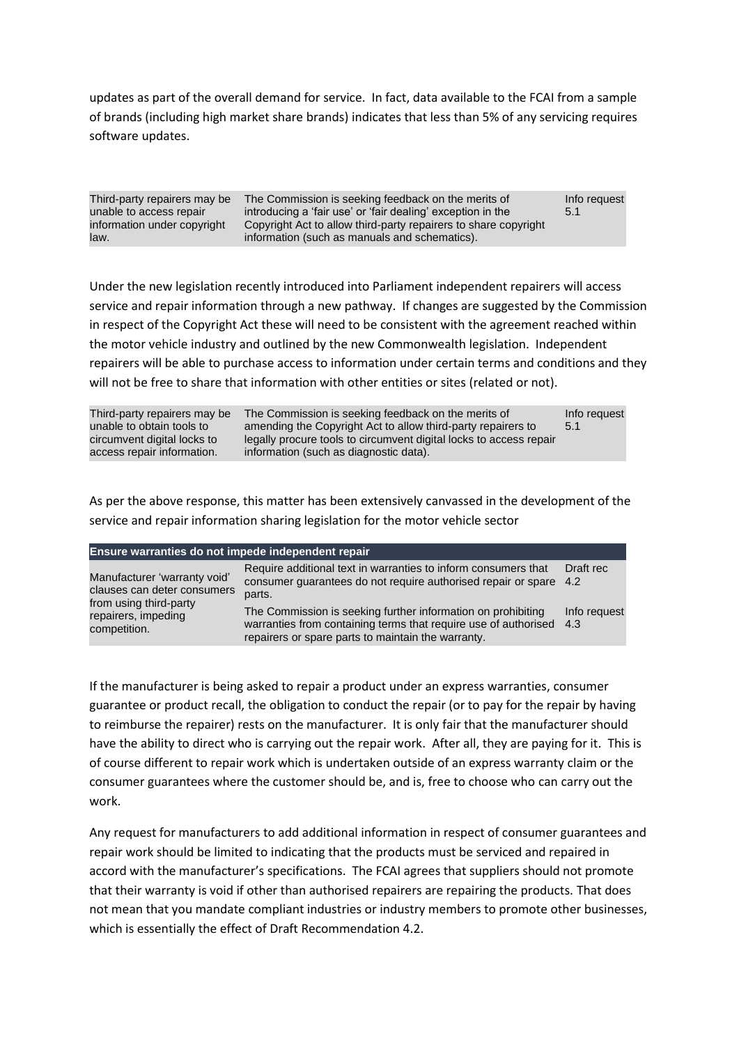updates as part of the overall demand for service. In fact, data available to the FCAI from a sample of brands (including high market share brands) indicates that less than 5% of any servicing requires software updates.

| | | |
|---|---|---|
| Third-party repairers may be unable to access repair information under copyright law. | The Commission is seeking feedback on the merits of introducing a 'fair use' or 'fair dealing' exception in the Copyright Act to allow third-party repairers to share copyright information (such as manuals and schematics). | Info request 5.1 |

Under the new legislation recently introduced into Parliament independent repairers will access service and repair information through a new pathway. If changes are suggested by the Commission in respect of the Copyright Act these will need to be consistent with the agreement reached within the motor vehicle industry and outlined by the new Commonwealth legislation. Independent repairers will be able to purchase access to information under certain terms and conditions and they will not be free to share that information with other entities or sites (related or not).

| | | |
|---|---|---|
| Third-party repairers may be unable to obtain tools to circumvent digital locks to access repair information. | The Commission is seeking feedback on the merits of amending the Copyright Act to allow third-party repairers to legally procure tools to circumvent digital locks to access repair information (such as diagnostic data). | Info request 5.1 |

As per the above response, this matter has been extensively canvassed in the development of the service and repair information sharing legislation for the motor vehicle sector

| **Ensure warranties do not impede independent repair** | | |
|---|---|---|
| Manufacturer 'warranty void' clauses can deter consumers from using third-party repairers, impeding competition. | Require additional text in warranties to inform consumers that consumer guarantees do not require authorised repair or spare parts. | Draft rec 4.2 |
| | The Commission is seeking further information on prohibiting warranties from containing terms that require use of authorised repairers or spare parts to maintain the warranty. | Info request 4.3 |

If the manufacturer is being asked to repair a product under an express warranties, consumer guarantee or product recall, the obligation to conduct the repair (or to pay for the repair by having to reimburse the repairer) rests on the manufacturer. It is only fair that the manufacturer should have the ability to direct who is carrying out the repair work. After all, they are paying for it. This is of course different to repair work which is undertaken outside of an express warranty claim or the consumer guarantees where the customer should be, and is, free to choose who can carry out the work.

Any request for manufacturers to add additional information in respect of consumer guarantees and repair work should be limited to indicating that the products must be serviced and repaired in accord with the manufacturer's specifications. The FCAI agrees that suppliers should not promote that their warranty is void if other than authorised repairers are repairing the products. That does not mean that you mandate compliant industries or industry members to promote other businesses, which is essentially the effect of Draft Recommendation 4.2.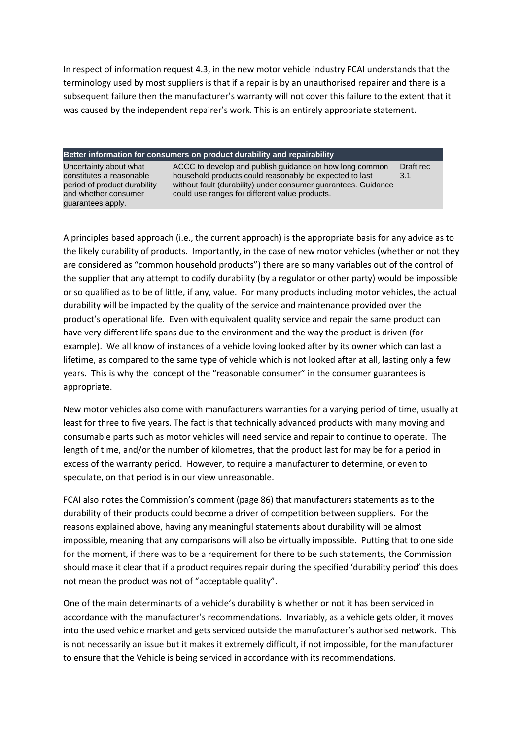In respect of information request 4.3, in the new motor vehicle industry FCAI understands that the terminology used by most suppliers is that if a repair is by an unauthorised repairer and there is a subsequent failure then the manufacturer's warranty will not cover this failure to the extent that it was caused by the independent repairer's work. This is an entirely appropriate statement.

| **Better information for consumers on product durability and repairability** | | |
|---|---|---|
| Uncertainty about what constitutes a reasonable period of product durability and whether consumer guarantees apply. | ACCC to develop and publish guidance on how long common household products could reasonably be expected to last without fault (durability) under consumer guarantees. Guidance could use ranges for different value products. | Draft rec 3.1 |

A principles based approach (i.e., the current approach) is the appropriate basis for any advice as to the likely durability of products. Importantly, in the case of new motor vehicles (whether or not they are considered as "common household products") there are so many variables out of the control of the supplier that any attempt to codify durability (by a regulator or other party) would be impossible or so qualified as to be of little, if any, value. For many products including motor vehicles, the actual durability will be impacted by the quality of the service and maintenance provided over the product's operational life. Even with equivalent quality service and repair the same product can have very different life spans due to the environment and the way the product is driven (for example). We all know of instances of a vehicle loving looked after by its owner which can last a lifetime, as compared to the same type of vehicle which is not looked after at all, lasting only a few years. This is why the concept of the "reasonable consumer" in the consumer guarantees is appropriate.

New motor vehicles also come with manufacturers warranties for a varying period of time, usually at least for three to five years. The fact is that technically advanced products with many moving and consumable parts such as motor vehicles will need service and repair to continue to operate. The length of time, and/or the number of kilometres, that the product last for may be for a period in excess of the warranty period. However, to require a manufacturer to determine, or even to speculate, on that period is in our view unreasonable.

FCAI also notes the Commission's comment (page 86) that manufacturers statements as to the durability of their products could become a driver of competition between suppliers. For the reasons explained above, having any meaningful statements about durability will be almost impossible, meaning that any comparisons will also be virtually impossible. Putting that to one side for the moment, if there was to be a requirement for there to be such statements, the Commission should make it clear that if a product requires repair during the specified 'durability period' this does not mean the product was not of "acceptable quality".

One of the main determinants of a vehicle's durability is whether or not it has been serviced in accordance with the manufacturer's recommendations. Invariably, as a vehicle gets older, it moves into the used vehicle market and gets serviced outside the manufacturer's authorised network. This is not necessarily an issue but it makes it extremely difficult, if not impossible, for the manufacturer to ensure that the Vehicle is being serviced in accordance with its recommendations.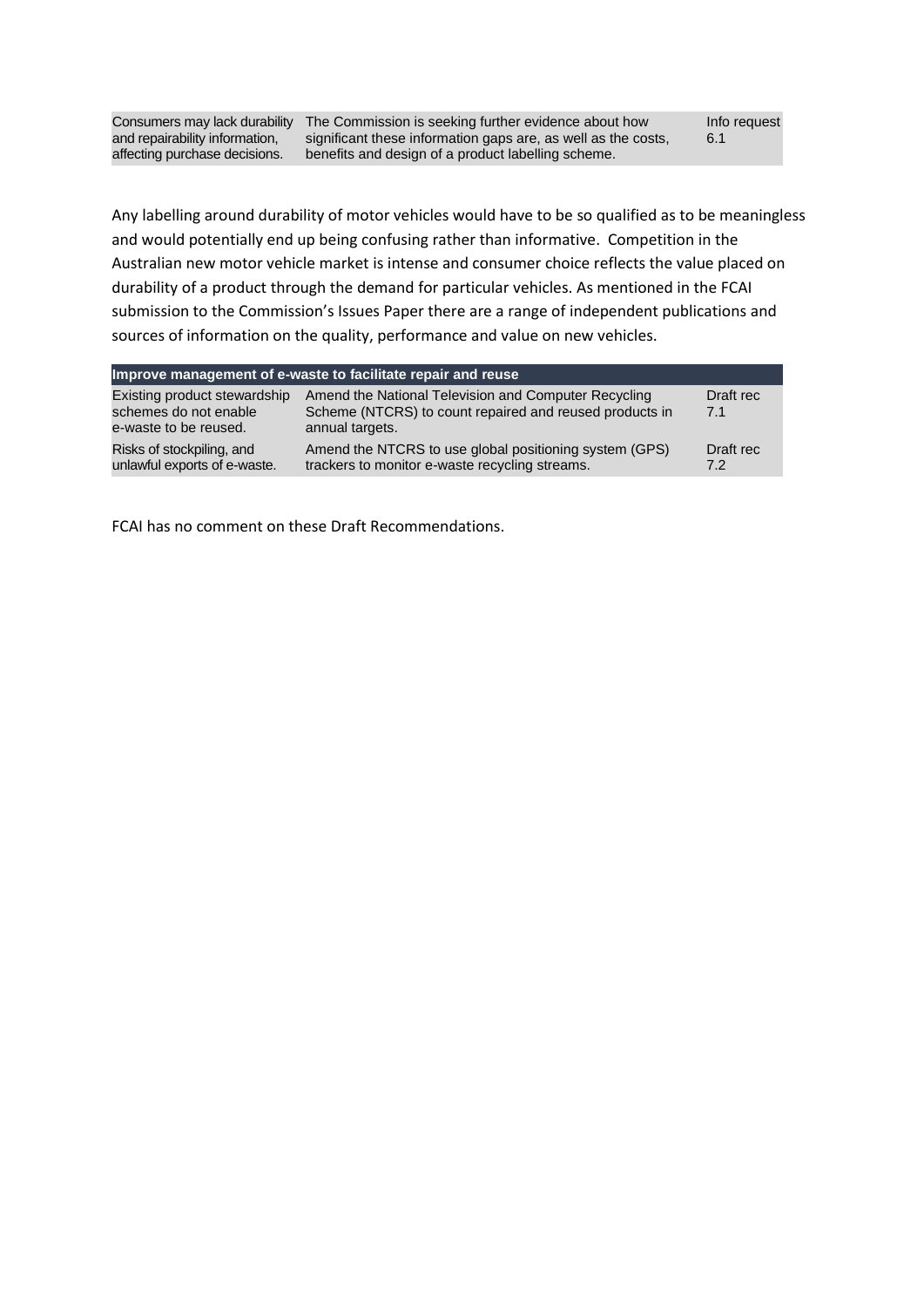| | | |
|---|---|---|
| Consumers may lack durability and repairability information, affecting purchase decisions. | The Commission is seeking further evidence about how significant these information gaps are, as well as the costs, benefits and design of a product labelling scheme. | Info request 6.1 |

Any labelling around durability of motor vehicles would have to be so qualified as to be meaningless and would potentially end up being confusing rather than informative. Competition in the Australian new motor vehicle market is intense and consumer choice reflects the value placed on durability of a product through the demand for particular vehicles. As mentioned in the FCAI submission to the Commission's Issues Paper there are a range of independent publications and sources of information on the quality, performance and value on new vehicles.

| Improve management of e-waste to facilitate repair and reuse | | |
|---|---|---|
| Existing product stewardship schemes do not enable e-waste to be reused. | Amend the National Television and Computer Recycling Scheme (NTCRS) to count repaired and reused products in annual targets. | Draft rec 7.1 |
| Risks of stockpiling, and unlawful exports of e-waste. | Amend the NTCRS to use global positioning system (GPS) trackers to monitor e-waste recycling streams. | Draft rec 7.2 |

FCAI has no comment on these Draft Recommendations.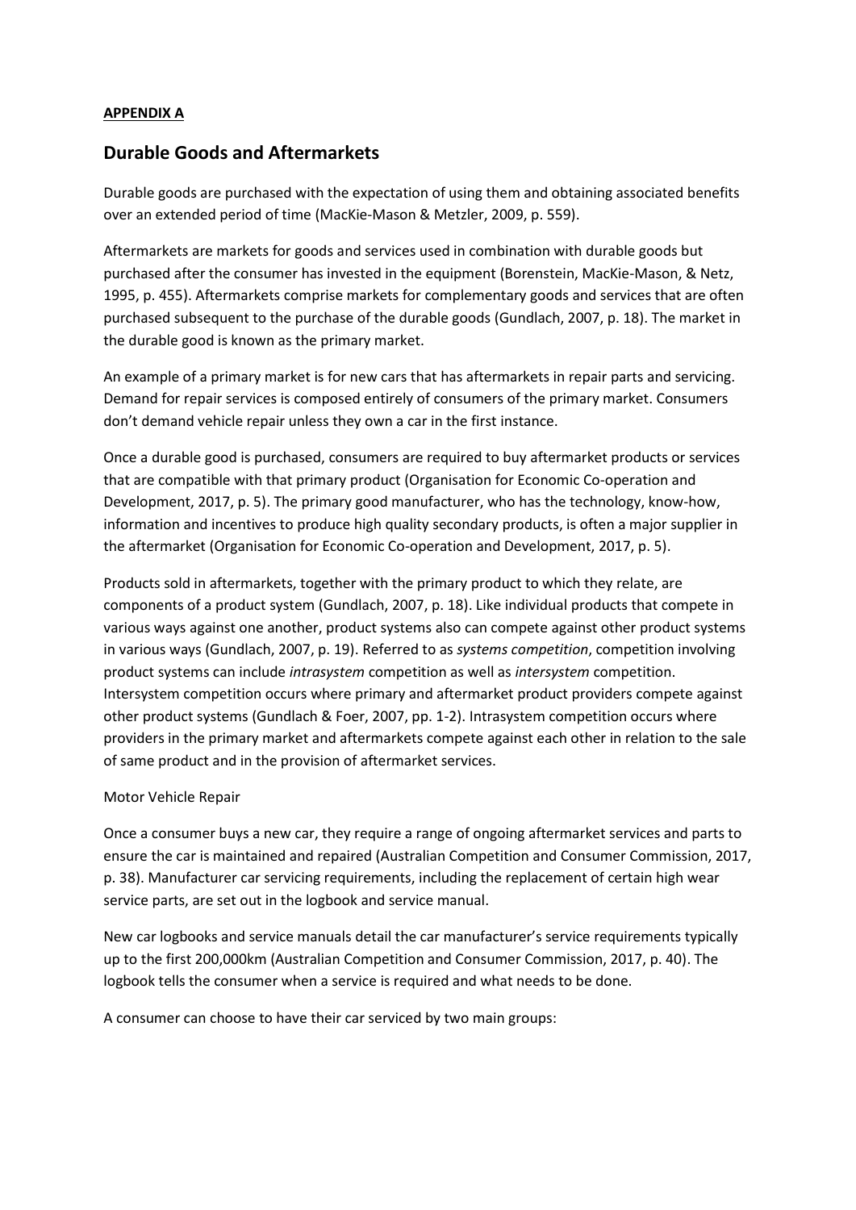**APPENDIX A**

## Durable Goods and Aftermarkets

Durable goods are purchased with the expectation of using them and obtaining associated benefits over an extended period of time (MacKie-Mason & Metzler, 2009, p. 559).

Aftermarkets are markets for goods and services used in combination with durable goods but purchased after the consumer has invested in the equipment (Borenstein, MacKie-Mason, & Netz, 1995, p. 455). Aftermarkets comprise markets for complementary goods and services that are often purchased subsequent to the purchase of the durable goods (Gundlach, 2007, p. 18). The market in the durable good is known as the primary market.

An example of a primary market is for new cars that has aftermarkets in repair parts and servicing. Demand for repair services is composed entirely of consumers of the primary market. Consumers don't demand vehicle repair unless they own a car in the first instance.

Once a durable good is purchased, consumers are required to buy aftermarket products or services that are compatible with that primary product (Organisation for Economic Co-operation and Development, 2017, p. 5). The primary good manufacturer, who has the technology, know-how, information and incentives to produce high quality secondary products, is often a major supplier in the aftermarket (Organisation for Economic Co-operation and Development, 2017, p. 5).

Products sold in aftermarkets, together with the primary product to which they relate, are components of a product system (Gundlach, 2007, p. 18). Like individual products that compete in various ways against one another, product systems also can compete against other product systems in various ways (Gundlach, 2007, p. 19). Referred to as *systems competition*, competition involving product systems can include *intrasystem* competition as well as *intersystem* competition. Intersystem competition occurs where primary and aftermarket product providers compete against other product systems (Gundlach & Foer, 2007, pp. 1-2). Intrasystem competition occurs where providers in the primary market and aftermarkets compete against each other in relation to the sale of same product and in the provision of aftermarket services.

Motor Vehicle Repair

Once a consumer buys a new car, they require a range of ongoing aftermarket services and parts to ensure the car is maintained and repaired (Australian Competition and Consumer Commission, 2017, p. 38). Manufacturer car servicing requirements, including the replacement of certain high wear service parts, are set out in the logbook and service manual.

New car logbooks and service manuals detail the car manufacturer's service requirements typically up to the first 200,000km (Australian Competition and Consumer Commission, 2017, p. 40). The logbook tells the consumer when a service is required and what needs to be done.

A consumer can choose to have their car serviced by two main groups: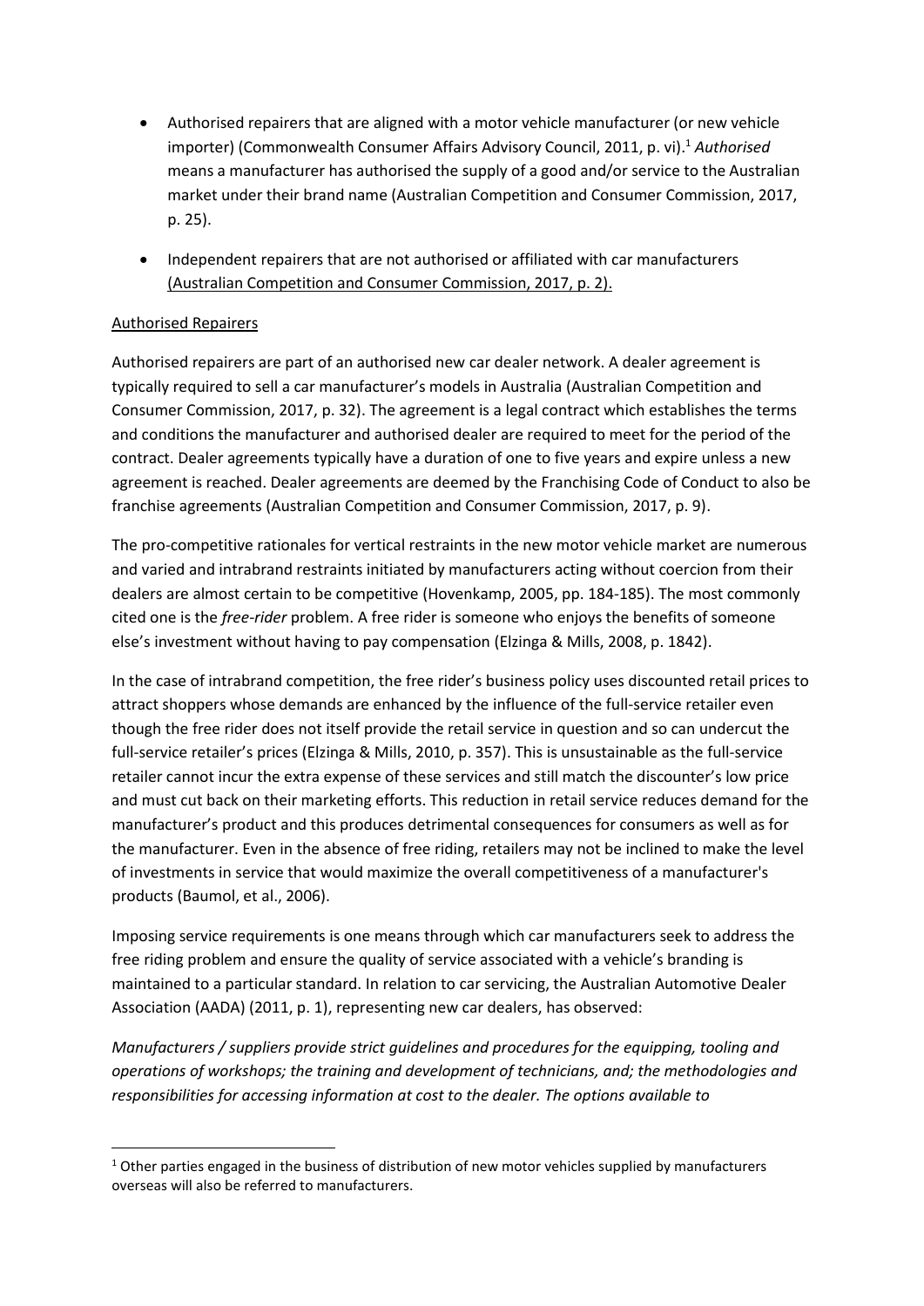- Authorised repairers that are aligned with a motor vehicle manufacturer (or new vehicle importer) (Commonwealth Consumer Affairs Advisory Council, 2011, p. vi).[1] *Authorised* means a manufacturer has authorised the supply of a good and/or service to the Australian market under their brand name (Australian Competition and Consumer Commission, 2017, p. 25).
- Independent repairers that are not authorised or affiliated with car manufacturers (Australian Competition and Consumer Commission, 2017, p. 2).

Authorised Repairers

Authorised repairers are part of an authorised new car dealer network. A dealer agreement is typically required to sell a car manufacturer's models in Australia (Australian Competition and Consumer Commission, 2017, p. 32). The agreement is a legal contract which establishes the terms and conditions the manufacturer and authorised dealer are required to meet for the period of the contract. Dealer agreements typically have a duration of one to five years and expire unless a new agreement is reached. Dealer agreements are deemed by the Franchising Code of Conduct to also be franchise agreements (Australian Competition and Consumer Commission, 2017, p. 9).

The pro-competitive rationales for vertical restraints in the new motor vehicle market are numerous and varied and intrabrand restraints initiated by manufacturers acting without coercion from their dealers are almost certain to be competitive (Hovenkamp, 2005, pp. 184-185). The most commonly cited one is the *free-rider* problem. A free rider is someone who enjoys the benefits of someone else's investment without having to pay compensation (Elzinga & Mills, 2008, p. 1842).

In the case of intrabrand competition, the free rider's business policy uses discounted retail prices to attract shoppers whose demands are enhanced by the influence of the full-service retailer even though the free rider does not itself provide the retail service in question and so can undercut the full-service retailer's prices (Elzinga & Mills, 2010, p. 357). This is unsustainable as the full-service retailer cannot incur the extra expense of these services and still match the discounter's low price and must cut back on their marketing efforts. This reduction in retail service reduces demand for the manufacturer's product and this produces detrimental consequences for consumers as well as for the manufacturer. Even in the absence of free riding, retailers may not be inclined to make the level of investments in service that would maximize the overall competitiveness of a manufacturer's products (Baumol, et al., 2006).

Imposing service requirements is one means through which car manufacturers seek to address the free riding problem and ensure the quality of service associated with a vehicle's branding is maintained to a particular standard. In relation to car servicing, the Australian Automotive Dealer Association (AADA) (2011, p. 1), representing new car dealers, has observed:

*Manufacturers / suppliers provide strict guidelines and procedures for the equipping, tooling and operations of workshops; the training and development of technicians, and; the methodologies and responsibilities for accessing information at cost to the dealer. The options available to*

[1] Other parties engaged in the business of distribution of new motor vehicles supplied by manufacturers overseas will also be referred to manufacturers.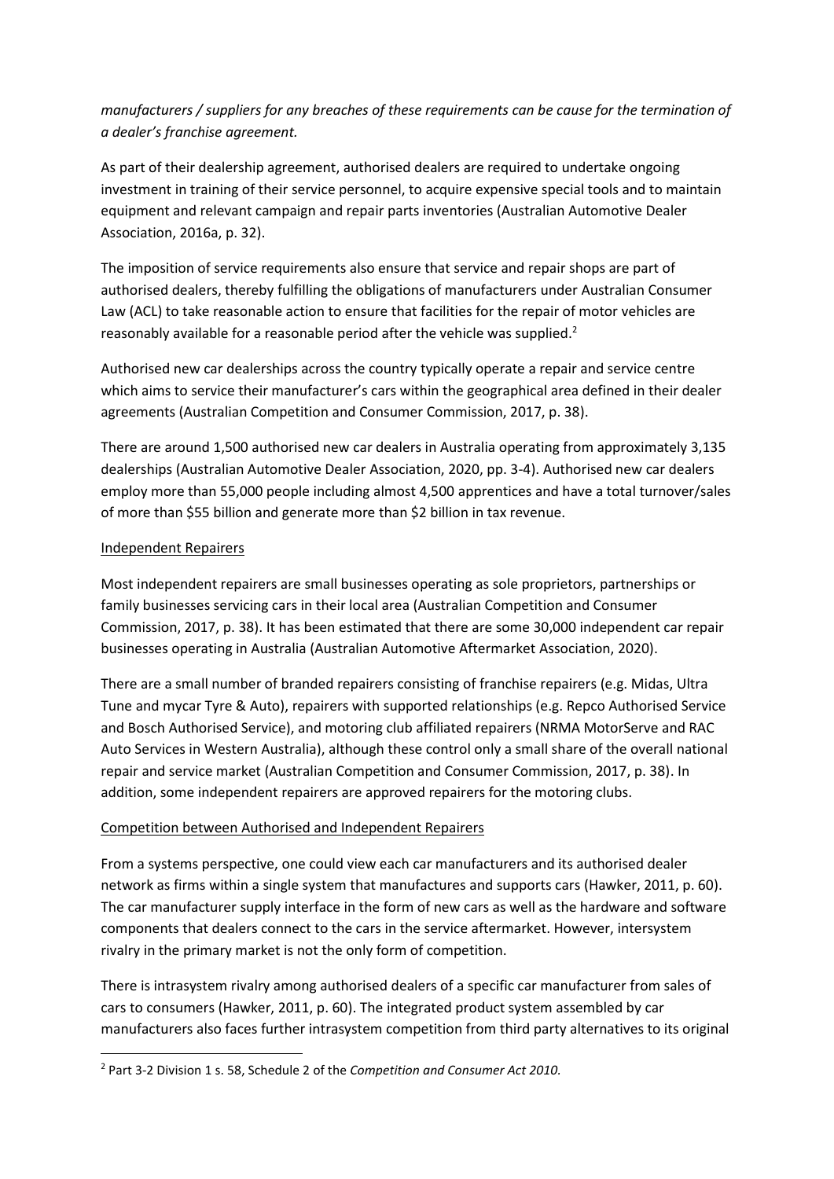*manufacturers / suppliers for any breaches of these requirements can be cause for the termination of a dealer's franchise agreement.*

As part of their dealership agreement, authorised dealers are required to undertake ongoing investment in training of their service personnel, to acquire expensive special tools and to maintain equipment and relevant campaign and repair parts inventories (Australian Automotive Dealer Association, 2016a, p. 32).

The imposition of service requirements also ensure that service and repair shops are part of authorised dealers, thereby fulfilling the obligations of manufacturers under Australian Consumer Law (ACL) to take reasonable action to ensure that facilities for the repair of motor vehicles are reasonably available for a reasonable period after the vehicle was supplied.[2]

Authorised new car dealerships across the country typically operate a repair and service centre which aims to service their manufacturer's cars within the geographical area defined in their dealer agreements (Australian Competition and Consumer Commission, 2017, p. 38).

There are around 1,500 authorised new car dealers in Australia operating from approximately 3,135 dealerships (Australian Automotive Dealer Association, 2020, pp. 3-4). Authorised new car dealers employ more than 55,000 people including almost 4,500 apprentices and have a total turnover/sales of more than $55 billion and generate more than $2 billion in tax revenue.

<u>Independent Repairers</u>

Most independent repairers are small businesses operating as sole proprietors, partnerships or family businesses servicing cars in their local area (Australian Competition and Consumer Commission, 2017, p. 38). It has been estimated that there are some 30,000 independent car repair businesses operating in Australia (Australian Automotive Aftermarket Association, 2020).

There are a small number of branded repairers consisting of franchise repairers (e.g. Midas, Ultra Tune and mycar Tyre & Auto), repairers with supported relationships (e.g. Repco Authorised Service and Bosch Authorised Service), and motoring club affiliated repairers (NRMA MotorServe and RAC Auto Services in Western Australia), although these control only a small share of the overall national repair and service market (Australian Competition and Consumer Commission, 2017, p. 38). In addition, some independent repairers are approved repairers for the motoring clubs.

<u>Competition between Authorised and Independent Repairers</u>

From a systems perspective, one could view each car manufacturers and its authorised dealer network as firms within a single system that manufactures and supports cars (Hawker, 2011, p. 60). The car manufacturer supply interface in the form of new cars as well as the hardware and software components that dealers connect to the cars in the service aftermarket. However, intersystem rivalry in the primary market is not the only form of competition.

There is intrasystem rivalry among authorised dealers of a specific car manufacturer from sales of cars to consumers (Hawker, 2011, p. 60). The integrated product system assembled by car manufacturers also faces further intrasystem competition from third party alternatives to its original

[2] Part 3-2 Division 1 s. 58, Schedule 2 of the *Competition and Consumer Act 2010.*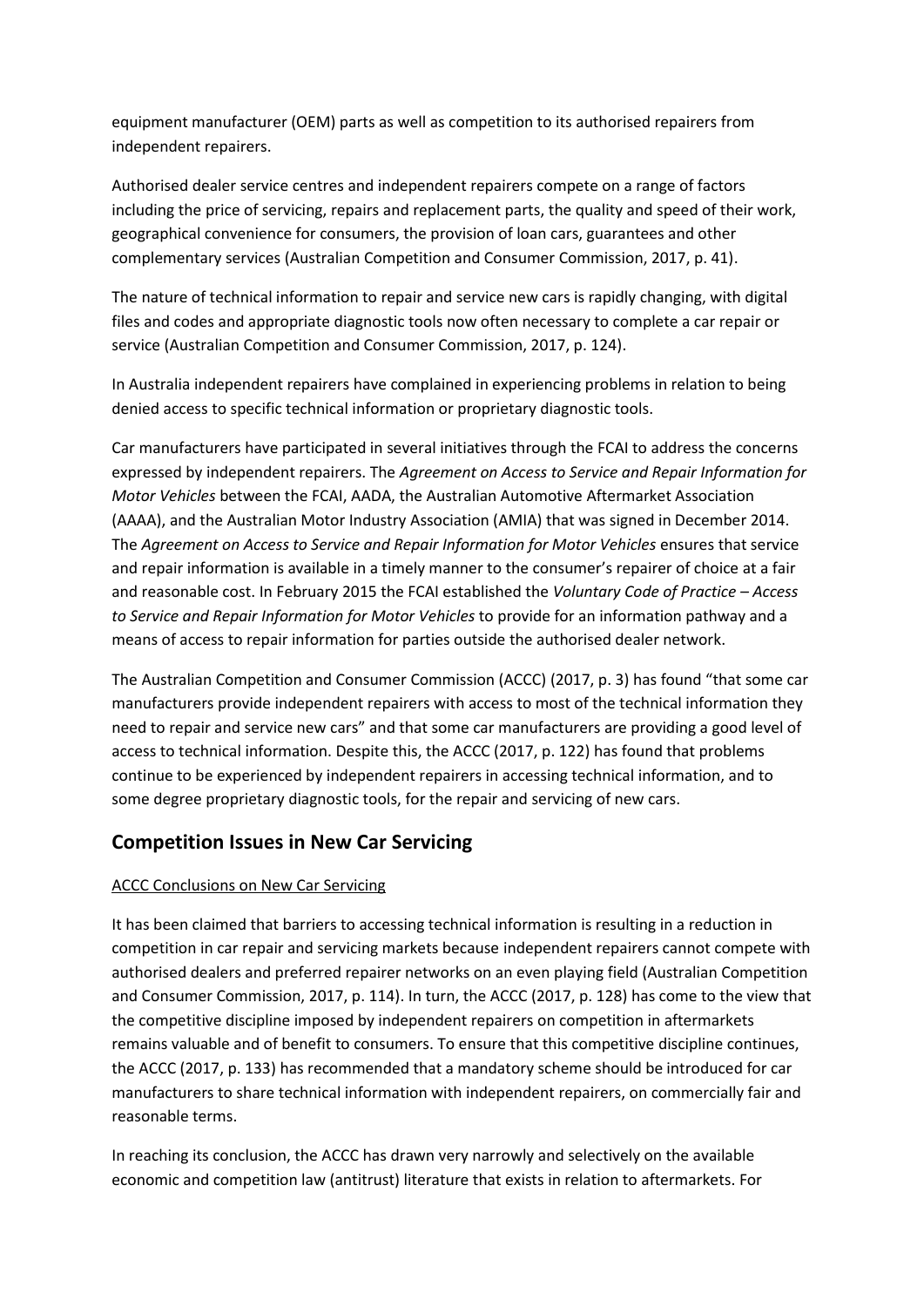equipment manufacturer (OEM) parts as well as competition to its authorised repairers from independent repairers.

Authorised dealer service centres and independent repairers compete on a range of factors including the price of servicing, repairs and replacement parts, the quality and speed of their work, geographical convenience for consumers, the provision of loan cars, guarantees and other complementary services (Australian Competition and Consumer Commission, 2017, p. 41).

The nature of technical information to repair and service new cars is rapidly changing, with digital files and codes and appropriate diagnostic tools now often necessary to complete a car repair or service (Australian Competition and Consumer Commission, 2017, p. 124).

In Australia independent repairers have complained in experiencing problems in relation to being denied access to specific technical information or proprietary diagnostic tools.

Car manufacturers have participated in several initiatives through the FCAI to address the concerns expressed by independent repairers. The *Agreement on Access to Service and Repair Information for Motor Vehicles* between the FCAI, AADA, the Australian Automotive Aftermarket Association (AAAA), and the Australian Motor Industry Association (AMIA) that was signed in December 2014. The *Agreement on Access to Service and Repair Information for Motor Vehicles* ensures that service and repair information is available in a timely manner to the consumer's repairer of choice at a fair and reasonable cost. In February 2015 the FCAI established the *Voluntary Code of Practice – Access to Service and Repair Information for Motor Vehicles* to provide for an information pathway and a means of access to repair information for parties outside the authorised dealer network.

The Australian Competition and Consumer Commission (ACCC) (2017, p. 3) has found "that some car manufacturers provide independent repairers with access to most of the technical information they need to repair and service new cars" and that some car manufacturers are providing a good level of access to technical information. Despite this, the ACCC (2017, p. 122) has found that problems continue to be experienced by independent repairers in accessing technical information, and to some degree proprietary diagnostic tools, for the repair and servicing of new cars.

## Competition Issues in New Car Servicing

ACCC Conclusions on New Car Servicing

It has been claimed that barriers to accessing technical information is resulting in a reduction in competition in car repair and servicing markets because independent repairers cannot compete with authorised dealers and preferred repairer networks on an even playing field (Australian Competition and Consumer Commission, 2017, p. 114). In turn, the ACCC (2017, p. 128) has come to the view that the competitive discipline imposed by independent repairers on competition in aftermarkets remains valuable and of benefit to consumers. To ensure that this competitive discipline continues, the ACCC (2017, p. 133) has recommended that a mandatory scheme should be introduced for car manufacturers to share technical information with independent repairers, on commercially fair and reasonable terms.

In reaching its conclusion, the ACCC has drawn very narrowly and selectively on the available economic and competition law (antitrust) literature that exists in relation to aftermarkets. For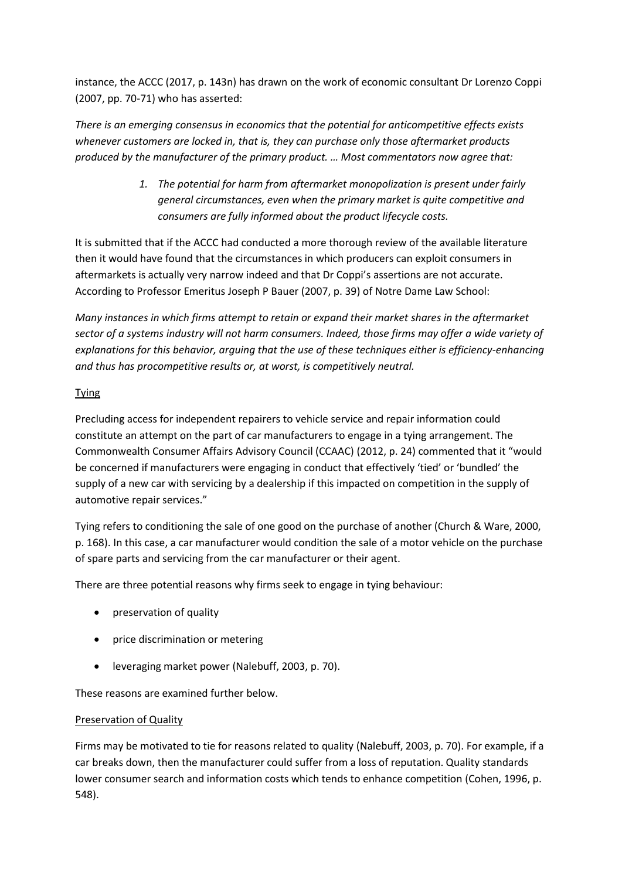instance, the ACCC (2017, p. 143n) has drawn on the work of economic consultant Dr Lorenzo Coppi (2007, pp. 70-71) who has asserted:

*There is an emerging consensus in economics that the potential for anticompetitive effects exists whenever customers are locked in, that is, they can purchase only those aftermarket products produced by the manufacturer of the primary product. … Most commentators now agree that:*

> 1. *The potential for harm from aftermarket monopolization is present under fairly general circumstances, even when the primary market is quite competitive and consumers are fully informed about the product lifecycle costs.*

It is submitted that if the ACCC had conducted a more thorough review of the available literature then it would have found that the circumstances in which producers can exploit consumers in aftermarkets is actually very narrow indeed and that Dr Coppi's assertions are not accurate. According to Professor Emeritus Joseph P Bauer (2007, p. 39) of Notre Dame Law School:

*Many instances in which firms attempt to retain or expand their market shares in the aftermarket sector of a systems industry will not harm consumers. Indeed, those firms may offer a wide variety of explanations for this behavior, arguing that the use of these techniques either is efficiency-enhancing and thus has procompetitive results or, at worst, is competitively neutral.*

<u>Tying</u>

Precluding access for independent repairers to vehicle service and repair information could constitute an attempt on the part of car manufacturers to engage in a tying arrangement. The Commonwealth Consumer Affairs Advisory Council (CCAAC) (2012, p. 24) commented that it "would be concerned if manufacturers were engaging in conduct that effectively 'tied' or 'bundled' the supply of a new car with servicing by a dealership if this impacted on competition in the supply of automotive repair services."

Tying refers to conditioning the sale of one good on the purchase of another (Church & Ware, 2000, p. 168). In this case, a car manufacturer would condition the sale of a motor vehicle on the purchase of spare parts and servicing from the car manufacturer or their agent.

There are three potential reasons why firms seek to engage in tying behaviour:

- preservation of quality
- price discrimination or metering
- leveraging market power (Nalebuff, 2003, p. 70).

These reasons are examined further below.

<u>Preservation of Quality</u>

Firms may be motivated to tie for reasons related to quality (Nalebuff, 2003, p. 70). For example, if a car breaks down, then the manufacturer could suffer from a loss of reputation. Quality standards lower consumer search and information costs which tends to enhance competition (Cohen, 1996, p. 548).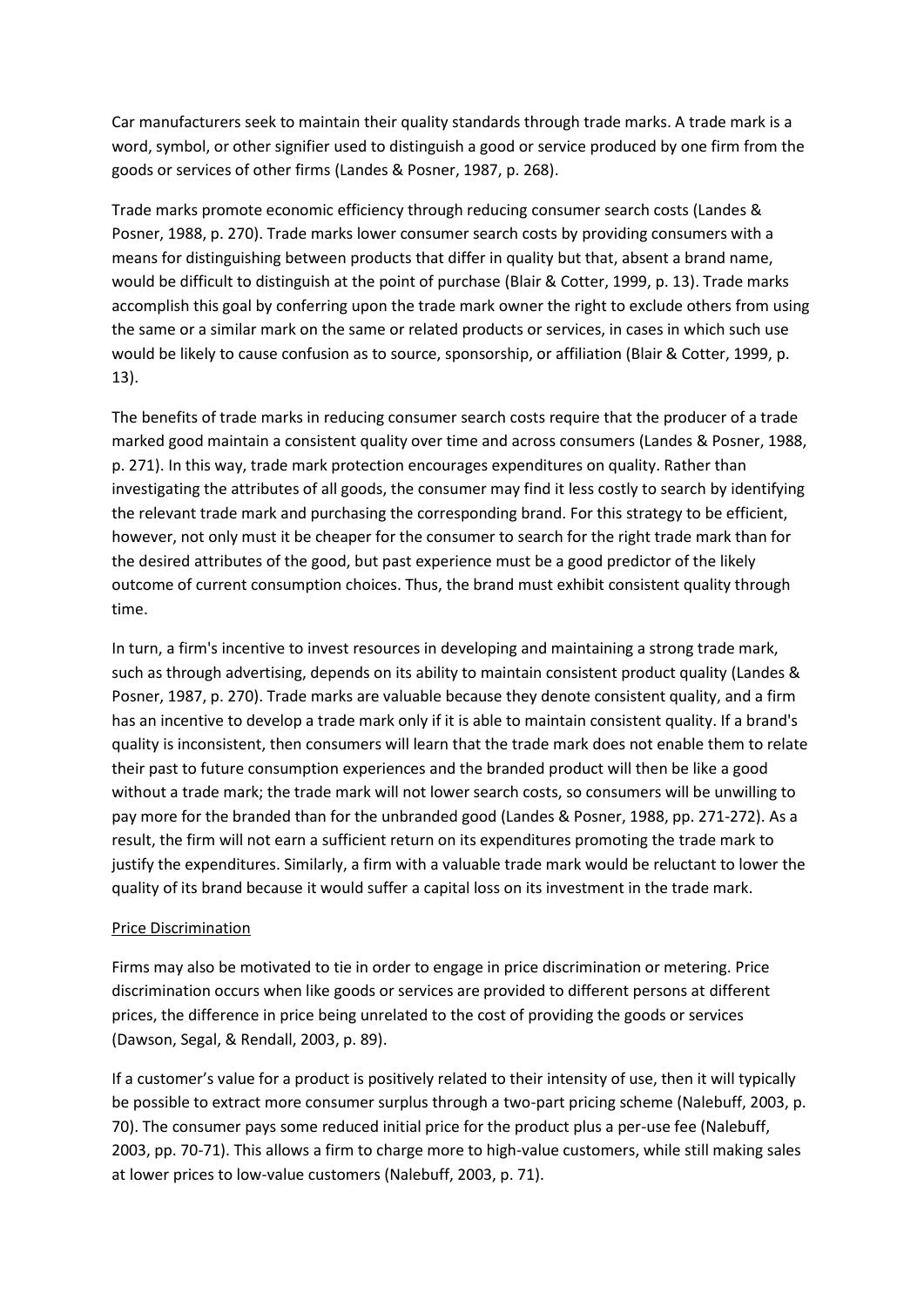Car manufacturers seek to maintain their quality standards through trade marks. A trade mark is a word, symbol, or other signifier used to distinguish a good or service produced by one firm from the goods or services of other firms (Landes & Posner, 1987, p. 268).

Trade marks promote economic efficiency through reducing consumer search costs (Landes & Posner, 1988, p. 270). Trade marks lower consumer search costs by providing consumers with a means for distinguishing between products that differ in quality but that, absent a brand name, would be difficult to distinguish at the point of purchase (Blair & Cotter, 1999, p. 13). Trade marks accomplish this goal by conferring upon the trade mark owner the right to exclude others from using the same or a similar mark on the same or related products or services, in cases in which such use would be likely to cause confusion as to source, sponsorship, or affiliation (Blair & Cotter, 1999, p. 13).

The benefits of trade marks in reducing consumer search costs require that the producer of a trade marked good maintain a consistent quality over time and across consumers (Landes & Posner, 1988, p. 271). In this way, trade mark protection encourages expenditures on quality. Rather than investigating the attributes of all goods, the consumer may find it less costly to search by identifying the relevant trade mark and purchasing the corresponding brand. For this strategy to be efficient, however, not only must it be cheaper for the consumer to search for the right trade mark than for the desired attributes of the good, but past experience must be a good predictor of the likely outcome of current consumption choices. Thus, the brand must exhibit consistent quality through time.

In turn, a firm's incentive to invest resources in developing and maintaining a strong trade mark, such as through advertising, depends on its ability to maintain consistent product quality (Landes & Posner, 1987, p. 270). Trade marks are valuable because they denote consistent quality, and a firm has an incentive to develop a trade mark only if it is able to maintain consistent quality. If a brand's quality is inconsistent, then consumers will learn that the trade mark does not enable them to relate their past to future consumption experiences and the branded product will then be like a good without a trade mark; the trade mark will not lower search costs, so consumers will be unwilling to pay more for the branded than for the unbranded good (Landes & Posner, 1988, pp. 271-272). As a result, the firm will not earn a sufficient return on its expenditures promoting the trade mark to justify the expenditures. Similarly, a firm with a valuable trade mark would be reluctant to lower the quality of its brand because it would suffer a capital loss on its investment in the trade mark.

### Price Discrimination

Firms may also be motivated to tie in order to engage in price discrimination or metering. Price discrimination occurs when like goods or services are provided to different persons at different prices, the difference in price being unrelated to the cost of providing the goods or services (Dawson, Segal, & Rendall, 2003, p. 89).

If a customer's value for a product is positively related to their intensity of use, then it will typically be possible to extract more consumer surplus through a two-part pricing scheme (Nalebuff, 2003, p. 70). The consumer pays some reduced initial price for the product plus a per-use fee (Nalebuff, 2003, pp. 70-71). This allows a firm to charge more to high-value customers, while still making sales at lower prices to low-value customers (Nalebuff, 2003, p. 71).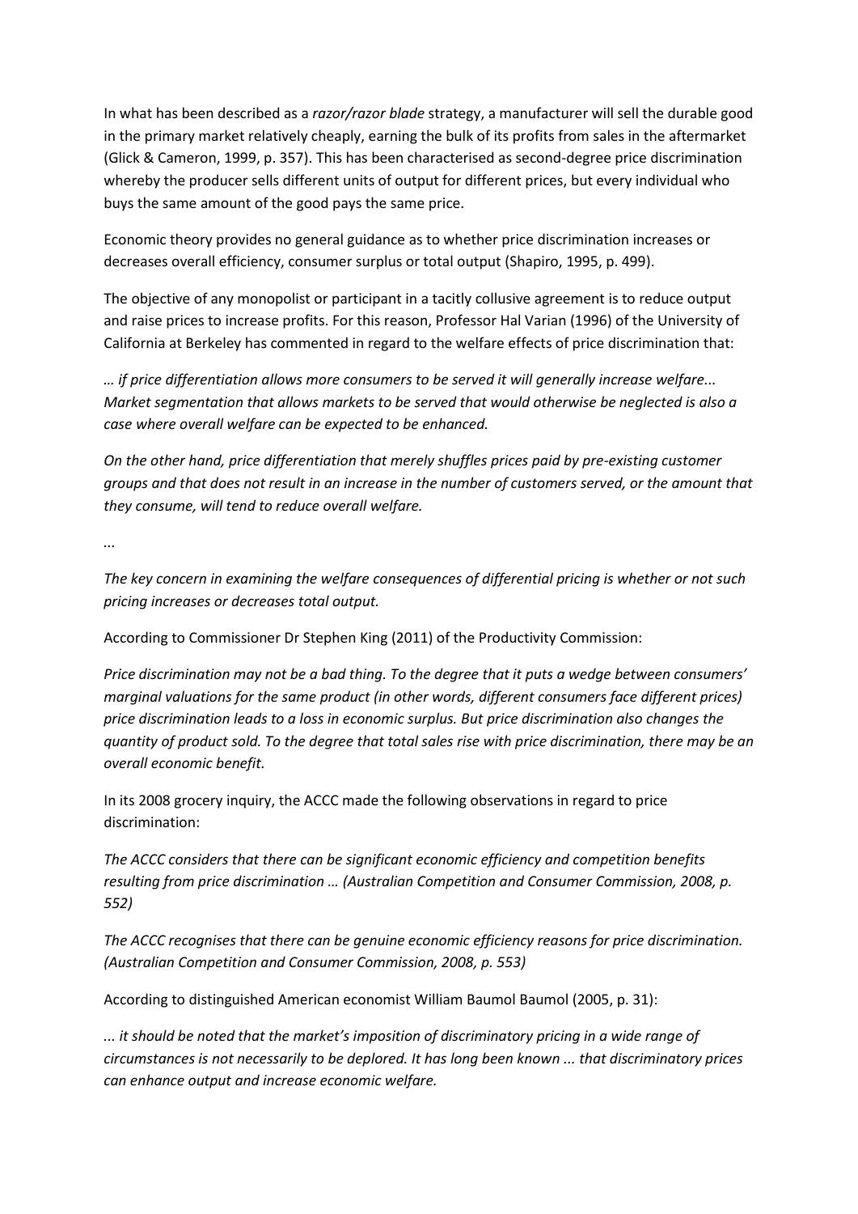In what has been described as a *razor/razor blade* strategy, a manufacturer will sell the durable good in the primary market relatively cheaply, earning the bulk of its profits from sales in the aftermarket (Glick & Cameron, 1999, p. 357). This has been characterised as second-degree price discrimination whereby the producer sells different units of output for different prices, but every individual who buys the same amount of the good pays the same price.

Economic theory provides no general guidance as to whether price discrimination increases or decreases overall efficiency, consumer surplus or total output (Shapiro, 1995, p. 499).

The objective of any monopolist or participant in a tacitly collusive agreement is to reduce output and raise prices to increase profits. For this reason, Professor Hal Varian (1996) of the University of California at Berkeley has commented in regard to the welfare effects of price discrimination that:

*… if price differentiation allows more consumers to be served it will generally increase welfare... Market segmentation that allows markets to be served that would otherwise be neglected is also a case where overall welfare can be expected to be enhanced.*

*On the other hand, price differentiation that merely shuffles prices paid by pre-existing customer groups and that does not result in an increase in the number of customers served, or the amount that they consume, will tend to reduce overall welfare.*

*...*

*The key concern in examining the welfare consequences of differential pricing is whether or not such pricing increases or decreases total output.*

According to Commissioner Dr Stephen King (2011) of the Productivity Commission:

*Price discrimination may not be a bad thing. To the degree that it puts a wedge between consumers' marginal valuations for the same product (in other words, different consumers face different prices) price discrimination leads to a loss in economic surplus. But price discrimination also changes the quantity of product sold. To the degree that total sales rise with price discrimination, there may be an overall economic benefit.*

In its 2008 grocery inquiry, the ACCC made the following observations in regard to price discrimination:

*The ACCC considers that there can be significant economic efficiency and competition benefits resulting from price discrimination … (Australian Competition and Consumer Commission, 2008, p. 552)*

*The ACCC recognises that there can be genuine economic efficiency reasons for price discrimination. (Australian Competition and Consumer Commission, 2008, p. 553)*

According to distinguished American economist William Baumol Baumol (2005, p. 31):

*... it should be noted that the market's imposition of discriminatory pricing in a wide range of circumstances is not necessarily to be deplored. It has long been known ... that discriminatory prices can enhance output and increase economic welfare.*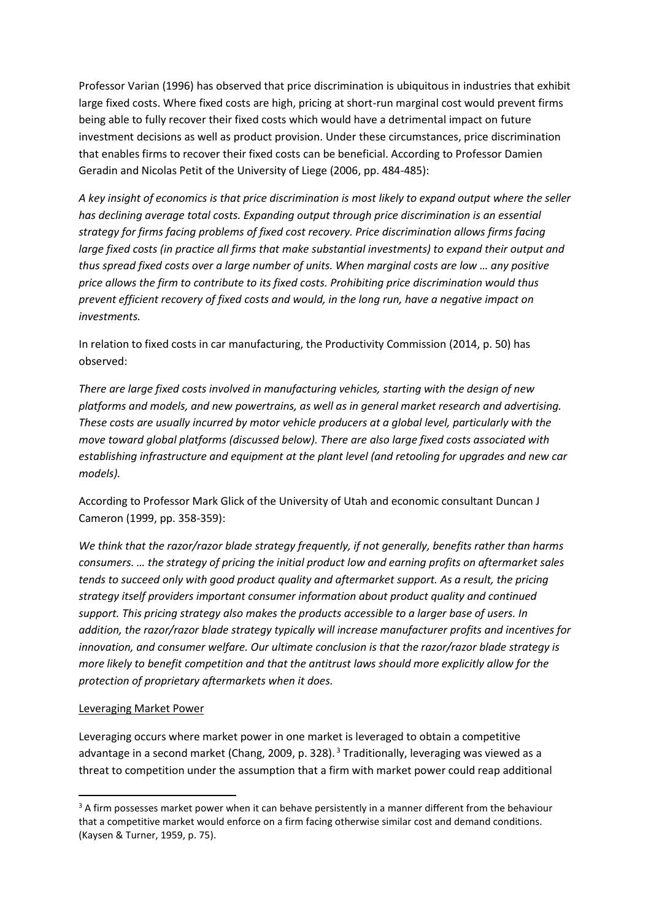Professor Varian (1996) has observed that price discrimination is ubiquitous in industries that exhibit large fixed costs. Where fixed costs are high, pricing at short-run marginal cost would prevent firms being able to fully recover their fixed costs which would have a detrimental impact on future investment decisions as well as product provision. Under these circumstances, price discrimination that enables firms to recover their fixed costs can be beneficial. According to Professor Damien Geradin and Nicolas Petit of the University of Liege (2006, pp. 484-485):

*A key insight of economics is that price discrimination is most likely to expand output where the seller has declining average total costs. Expanding output through price discrimination is an essential strategy for firms facing problems of fixed cost recovery. Price discrimination allows firms facing large fixed costs (in practice all firms that make substantial investments) to expand their output and thus spread fixed costs over a large number of units. When marginal costs are low … any positive price allows the firm to contribute to its fixed costs. Prohibiting price discrimination would thus prevent efficient recovery of fixed costs and would, in the long run, have a negative impact on investments.*

In relation to fixed costs in car manufacturing, the Productivity Commission (2014, p. 50) has observed:

*There are large fixed costs involved in manufacturing vehicles, starting with the design of new platforms and models, and new powertrains, as well as in general market research and advertising. These costs are usually incurred by motor vehicle producers at a global level, particularly with the move toward global platforms (discussed below). There are also large fixed costs associated with establishing infrastructure and equipment at the plant level (and retooling for upgrades and new car models).*

According to Professor Mark Glick of the University of Utah and economic consultant Duncan J Cameron (1999, pp. 358-359):

*We think that the razor/razor blade strategy frequently, if not generally, benefits rather than harms consumers. … the strategy of pricing the initial product low and earning profits on aftermarket sales tends to succeed only with good product quality and aftermarket support. As a result, the pricing strategy itself providers important consumer information about product quality and continued support. This pricing strategy also makes the products accessible to a larger base of users. In addition, the razor/razor blade strategy typically will increase manufacturer profits and incentives for innovation, and consumer welfare. Our ultimate conclusion is that the razor/razor blade strategy is more likely to benefit competition and that the antitrust laws should more explicitly allow for the protection of proprietary aftermarkets when it does.*

<u>Leveraging Market Power</u>

Leveraging occurs where market power in one market is leveraged to obtain a competitive advantage in a second market (Chang, 2009, p. 328).[3] Traditionally, leveraging was viewed as a threat to competition under the assumption that a firm with market power could reap additional

---

[3] A firm possesses market power when it can behave persistently in a manner different from the behaviour that a competitive market would enforce on a firm facing otherwise similar cost and demand conditions. (Kaysen & Turner, 1959, p. 75).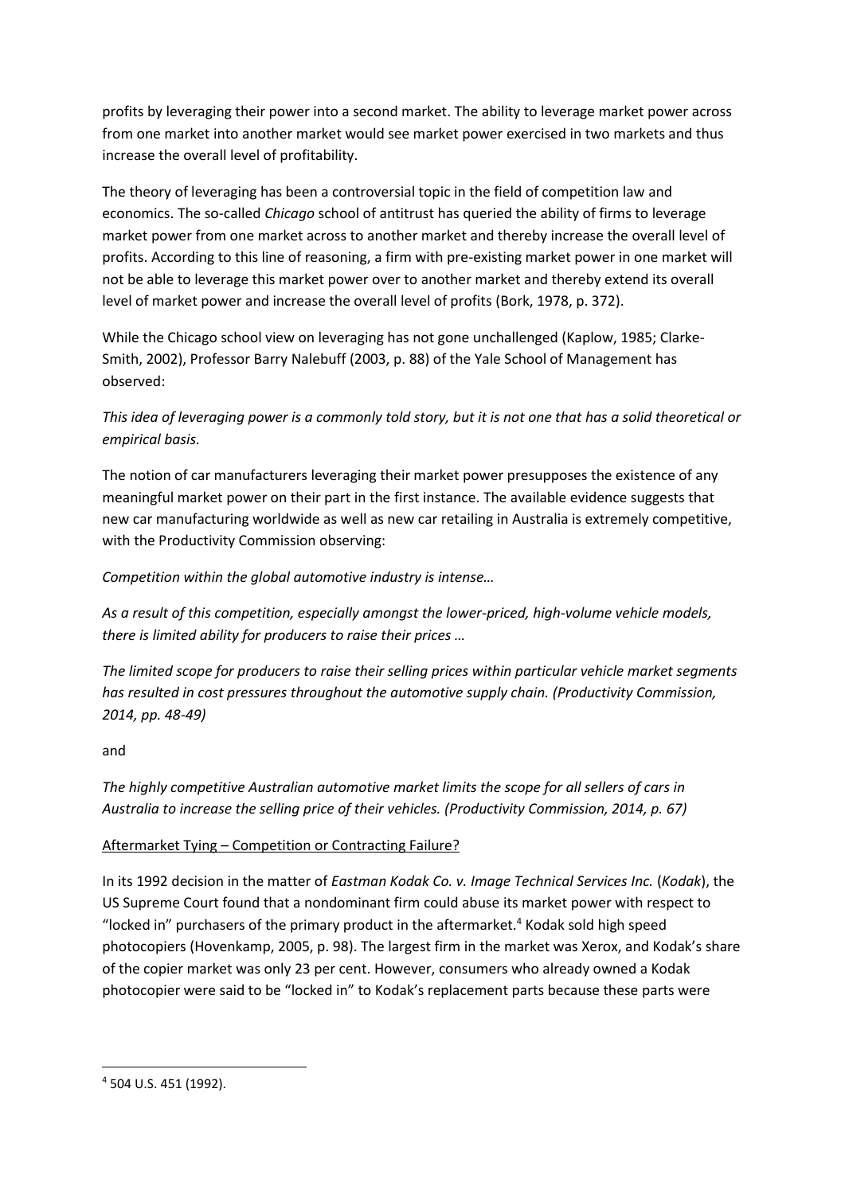profits by leveraging their power into a second market. The ability to leverage market power across from one market into another market would see market power exercised in two markets and thus increase the overall level of profitability.

The theory of leveraging has been a controversial topic in the field of competition law and economics. The so-called *Chicago* school of antitrust has queried the ability of firms to leverage market power from one market across to another market and thereby increase the overall level of profits. According to this line of reasoning, a firm with pre-existing market power in one market will not be able to leverage this market power over to another market and thereby extend its overall level of market power and increase the overall level of profits (Bork, 1978, p. 372).

While the Chicago school view on leveraging has not gone unchallenged (Kaplow, 1985; Clarke-Smith, 2002), Professor Barry Nalebuff (2003, p. 88) of the Yale School of Management has observed:

*This idea of leveraging power is a commonly told story, but it is not one that has a solid theoretical or empirical basis.*

The notion of car manufacturers leveraging their market power presupposes the existence of any meaningful market power on their part in the first instance. The available evidence suggests that new car manufacturing worldwide as well as new car retailing in Australia is extremely competitive, with the Productivity Commission observing:

*Competition within the global automotive industry is intense…*

*As a result of this competition, especially amongst the lower-priced, high-volume vehicle models, there is limited ability for producers to raise their prices …*

*The limited scope for producers to raise their selling prices within particular vehicle market segments has resulted in cost pressures throughout the automotive supply chain. (Productivity Commission, 2014, pp. 48-49)*

and

*The highly competitive Australian automotive market limits the scope for all sellers of cars in Australia to increase the selling price of their vehicles. (Productivity Commission, 2014, p. 67)*

<u>Aftermarket Tying – Competition or Contracting Failure?</u>

In its 1992 decision in the matter of *Eastman Kodak Co. v. Image Technical Services Inc.* (*Kodak*), the US Supreme Court found that a nondominant firm could abuse its market power with respect to "locked in" purchasers of the primary product in the aftermarket.[4] Kodak sold high speed photocopiers (Hovenkamp, 2005, p. 98). The largest firm in the market was Xerox, and Kodak's share of the copier market was only 23 per cent. However, consumers who already owned a Kodak photocopier were said to be "locked in" to Kodak's replacement parts because these parts were

[4] 504 U.S. 451 (1992).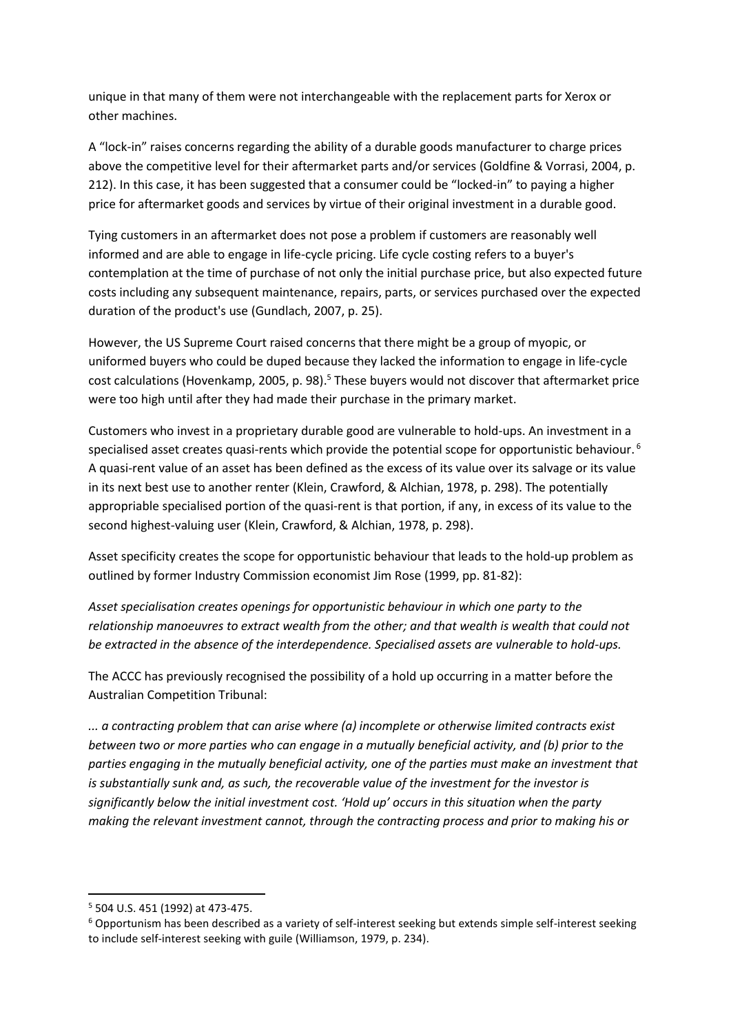unique in that many of them were not interchangeable with the replacement parts for Xerox or other machines.

A "lock-in" raises concerns regarding the ability of a durable goods manufacturer to charge prices above the competitive level for their aftermarket parts and/or services (Goldfine & Vorrasi, 2004, p. 212). In this case, it has been suggested that a consumer could be "locked-in" to paying a higher price for aftermarket goods and services by virtue of their original investment in a durable good.

Tying customers in an aftermarket does not pose a problem if customers are reasonably well informed and are able to engage in life-cycle pricing. Life cycle costing refers to a buyer's contemplation at the time of purchase of not only the initial purchase price, but also expected future costs including any subsequent maintenance, repairs, parts, or services purchased over the expected duration of the product's use (Gundlach, 2007, p. 25).

However, the US Supreme Court raised concerns that there might be a group of myopic, or uniformed buyers who could be duped because they lacked the information to engage in life-cycle cost calculations (Hovenkamp, 2005, p. 98).[5] These buyers would not discover that aftermarket price were too high until after they had made their purchase in the primary market.

Customers who invest in a proprietary durable good are vulnerable to hold-ups. An investment in a specialised asset creates quasi-rents which provide the potential scope for opportunistic behaviour.[6] A quasi-rent value of an asset has been defined as the excess of its value over its salvage or its value in its next best use to another renter (Klein, Crawford, & Alchian, 1978, p. 298). The potentially appropriable specialised portion of the quasi-rent is that portion, if any, in excess of its value to the second highest-valuing user (Klein, Crawford, & Alchian, 1978, p. 298).

Asset specificity creates the scope for opportunistic behaviour that leads to the hold-up problem as outlined by former Industry Commission economist Jim Rose (1999, pp. 81-82):

*Asset specialisation creates openings for opportunistic behaviour in which one party to the relationship manoeuvres to extract wealth from the other; and that wealth is wealth that could not be extracted in the absence of the interdependence. Specialised assets are vulnerable to hold-ups.*

The ACCC has previously recognised the possibility of a hold up occurring in a matter before the Australian Competition Tribunal:

*... a contracting problem that can arise where (a) incomplete or otherwise limited contracts exist between two or more parties who can engage in a mutually beneficial activity, and (b) prior to the parties engaging in the mutually beneficial activity, one of the parties must make an investment that is substantially sunk and, as such, the recoverable value of the investment for the investor is significantly below the initial investment cost. 'Hold up' occurs in this situation when the party making the relevant investment cannot, through the contracting process and prior to making his or*

---

[5] 504 U.S. 451 (1992) at 473-475.

[6] Opportunism has been described as a variety of self-interest seeking but extends simple self-interest seeking to include self-interest seeking with guile (Williamson, 1979, p. 234).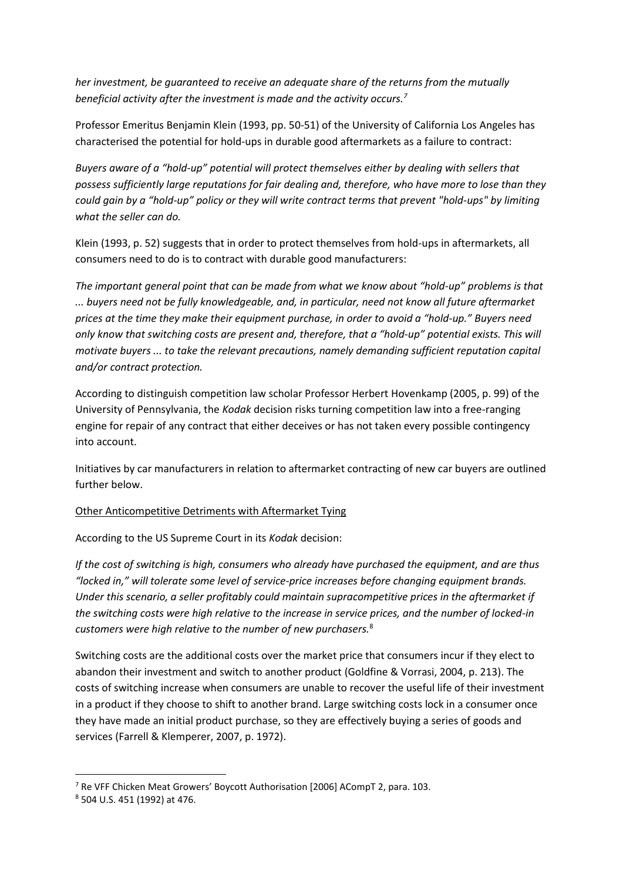*her investment, be guaranteed to receive an adequate share of the returns from the mutually beneficial activity after the investment is made and the activity occurs.*[7]

Professor Emeritus Benjamin Klein (1993, pp. 50-51) of the University of California Los Angeles has characterised the potential for hold-ups in durable good aftermarkets as a failure to contract:

*Buyers aware of a "hold-up" potential will protect themselves either by dealing with sellers that possess sufficiently large reputations for fair dealing and, therefore, who have more to lose than they could gain by a "hold-up" policy or they will write contract terms that prevent "hold-ups" by limiting what the seller can do.*

Klein (1993, p. 52) suggests that in order to protect themselves from hold-ups in aftermarkets, all consumers need to do is to contract with durable good manufacturers:

*The important general point that can be made from what we know about "hold-up" problems is that ... buyers need not be fully knowledgeable, and, in particular, need not know all future aftermarket prices at the time they make their equipment purchase, in order to avoid a "hold-up." Buyers need only know that switching costs are present and, therefore, that a "hold-up" potential exists. This will motivate buyers ... to take the relevant precautions, namely demanding sufficient reputation capital and/or contract protection.*

According to distinguish competition law scholar Professor Herbert Hovenkamp (2005, p. 99) of the University of Pennsylvania, the *Kodak* decision risks turning competition law into a free-ranging engine for repair of any contract that either deceives or has not taken every possible contingency into account.

Initiatives by car manufacturers in relation to aftermarket contracting of new car buyers are outlined further below.

<u>Other Anticompetitive Detriments with Aftermarket Tying</u>

According to the US Supreme Court in its *Kodak* decision:

*If the cost of switching is high, consumers who already have purchased the equipment, and are thus "locked in," will tolerate some level of service-price increases before changing equipment brands. Under this scenario, a seller profitably could maintain supracompetitive prices in the aftermarket if the switching costs were high relative to the increase in service prices, and the number of locked-in customers were high relative to the number of new purchasers.*[8]

Switching costs are the additional costs over the market price that consumers incur if they elect to abandon their investment and switch to another product (Goldfine & Vorrasi, 2004, p. 213). The costs of switching increase when consumers are unable to recover the useful life of their investment in a product if they choose to shift to another brand. Large switching costs lock in a consumer once they have made an initial product purchase, so they are effectively buying a series of goods and services (Farrell & Klemperer, 2007, p. 1972).

---

[7] Re VFF Chicken Meat Growers' Boycott Authorisation [2006] ACompT 2, para. 103.

[8] 504 U.S. 451 (1992) at 476.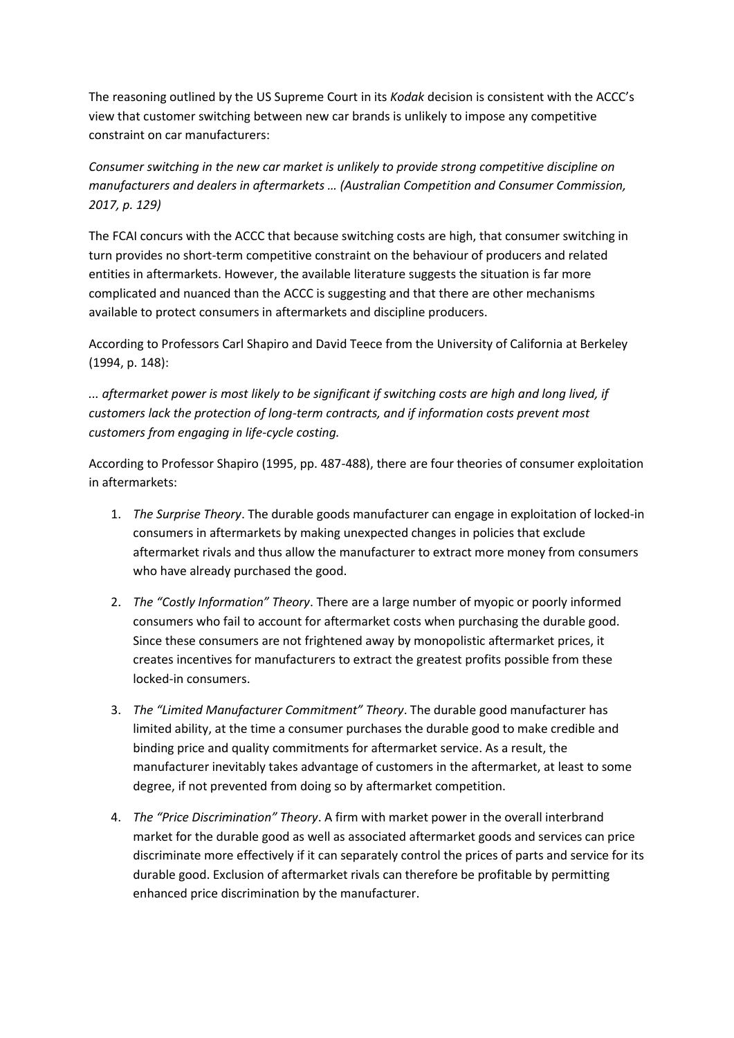The reasoning outlined by the US Supreme Court in its *Kodak* decision is consistent with the ACCC's view that customer switching between new car brands is unlikely to impose any competitive constraint on car manufacturers:

*Consumer switching in the new car market is unlikely to provide strong competitive discipline on manufacturers and dealers in aftermarkets … (Australian Competition and Consumer Commission, 2017, p. 129)*

The FCAI concurs with the ACCC that because switching costs are high, that consumer switching in turn provides no short-term competitive constraint on the behaviour of producers and related entities in aftermarkets. However, the available literature suggests the situation is far more complicated and nuanced than the ACCC is suggesting and that there are other mechanisms available to protect consumers in aftermarkets and discipline producers.

According to Professors Carl Shapiro and David Teece from the University of California at Berkeley (1994, p. 148):

*... aftermarket power is most likely to be significant if switching costs are high and long lived, if customers lack the protection of long-term contracts, and if information costs prevent most customers from engaging in life-cycle costing.*

According to Professor Shapiro (1995, pp. 487-488), there are four theories of consumer exploitation in aftermarkets:

1. *The Surprise Theory*. The durable goods manufacturer can engage in exploitation of locked-in consumers in aftermarkets by making unexpected changes in policies that exclude aftermarket rivals and thus allow the manufacturer to extract more money from consumers who have already purchased the good.
2. *The "Costly Information" Theory*. There are a large number of myopic or poorly informed consumers who fail to account for aftermarket costs when purchasing the durable good. Since these consumers are not frightened away by monopolistic aftermarket prices, it creates incentives for manufacturers to extract the greatest profits possible from these locked-in consumers.
3. *The "Limited Manufacturer Commitment" Theory*. The durable good manufacturer has limited ability, at the time a consumer purchases the durable good to make credible and binding price and quality commitments for aftermarket service. As a result, the manufacturer inevitably takes advantage of customers in the aftermarket, at least to some degree, if not prevented from doing so by aftermarket competition.
4. *The "Price Discrimination" Theory*. A firm with market power in the overall interbrand market for the durable good as well as associated aftermarket goods and services can price discriminate more effectively if it can separately control the prices of parts and service for its durable good. Exclusion of aftermarket rivals can therefore be profitable by permitting enhanced price discrimination by the manufacturer.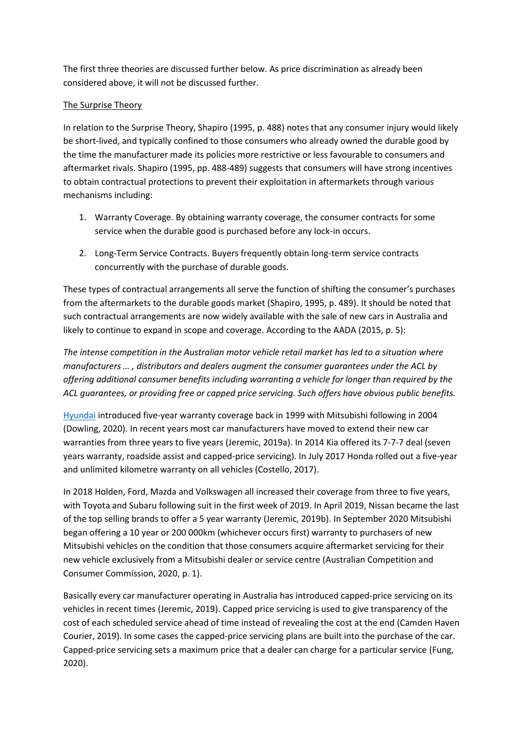The first three theories are discussed further below. As price discrimination as already been considered above, it will not be discussed further.

The Surprise Theory

In relation to the Surprise Theory, Shapiro (1995, p. 488) notes that any consumer injury would likely be short-lived, and typically confined to those consumers who already owned the durable good by the time the manufacturer made its policies more restrictive or less favourable to consumers and aftermarket rivals. Shapiro (1995, pp. 488-489) suggests that consumers will have strong incentives to obtain contractual protections to prevent their exploitation in aftermarkets through various mechanisms including:

1. Warranty Coverage. By obtaining warranty coverage, the consumer contracts for some service when the durable good is purchased before any lock-in occurs.

2. Long-Term Service Contracts. Buyers frequently obtain long-term service contracts concurrently with the purchase of durable goods.

These types of contractual arrangements all serve the function of shifting the consumer's purchases from the aftermarkets to the durable goods market (Shapiro, 1995, p. 489). It should be noted that such contractual arrangements are now widely available with the sale of new cars in Australia and likely to continue to expand in scope and coverage. According to the AADA (2015, p. 5):

*The intense competition in the Australian motor vehicle retail market has led to a situation where manufacturers … , distributors and dealers augment the consumer guarantees under the ACL by offering additional consumer benefits including warranting a vehicle for longer than required by the ACL guarantees, or providing free or capped price servicing. Such offers have obvious public benefits.*

Hyundai introduced five-year warranty coverage back in 1999 with Mitsubishi following in 2004 (Dowling, 2020). In recent years most car manufacturers have moved to extend their new car warranties from three years to five years (Jeremic, 2019a). In 2014 Kia offered its 7-7-7 deal (seven years warranty, roadside assist and capped-price servicing). In July 2017 Honda rolled out a five-year and unlimited kilometre warranty on all vehicles (Costello, 2017).

In 2018 Holden, Ford, Mazda and Volkswagen all increased their coverage from three to five years, with Toyota and Subaru following suit in the first week of 2019. In April 2019, Nissan became the last of the top selling brands to offer a 5 year warranty (Jeremic, 2019b). In September 2020 Mitsubishi began offering a 10 year or 200 000km (whichever occurs first) warranty to purchasers of new Mitsubishi vehicles on the condition that those consumers acquire aftermarket servicing for their new vehicle exclusively from a Mitsubishi dealer or service centre (Australian Competition and Consumer Commission, 2020, p. 1).

Basically every car manufacturer operating in Australia has introduced capped-price servicing on its vehicles in recent times (Jeremic, 2019). Capped price servicing is used to give transparency of the cost of each scheduled service ahead of time instead of revealing the cost at the end (Camden Haven Courier, 2019). In some cases the capped-price servicing plans are built into the purchase of the car. Capped-price servicing sets a maximum price that a dealer can charge for a particular service (Fung, 2020).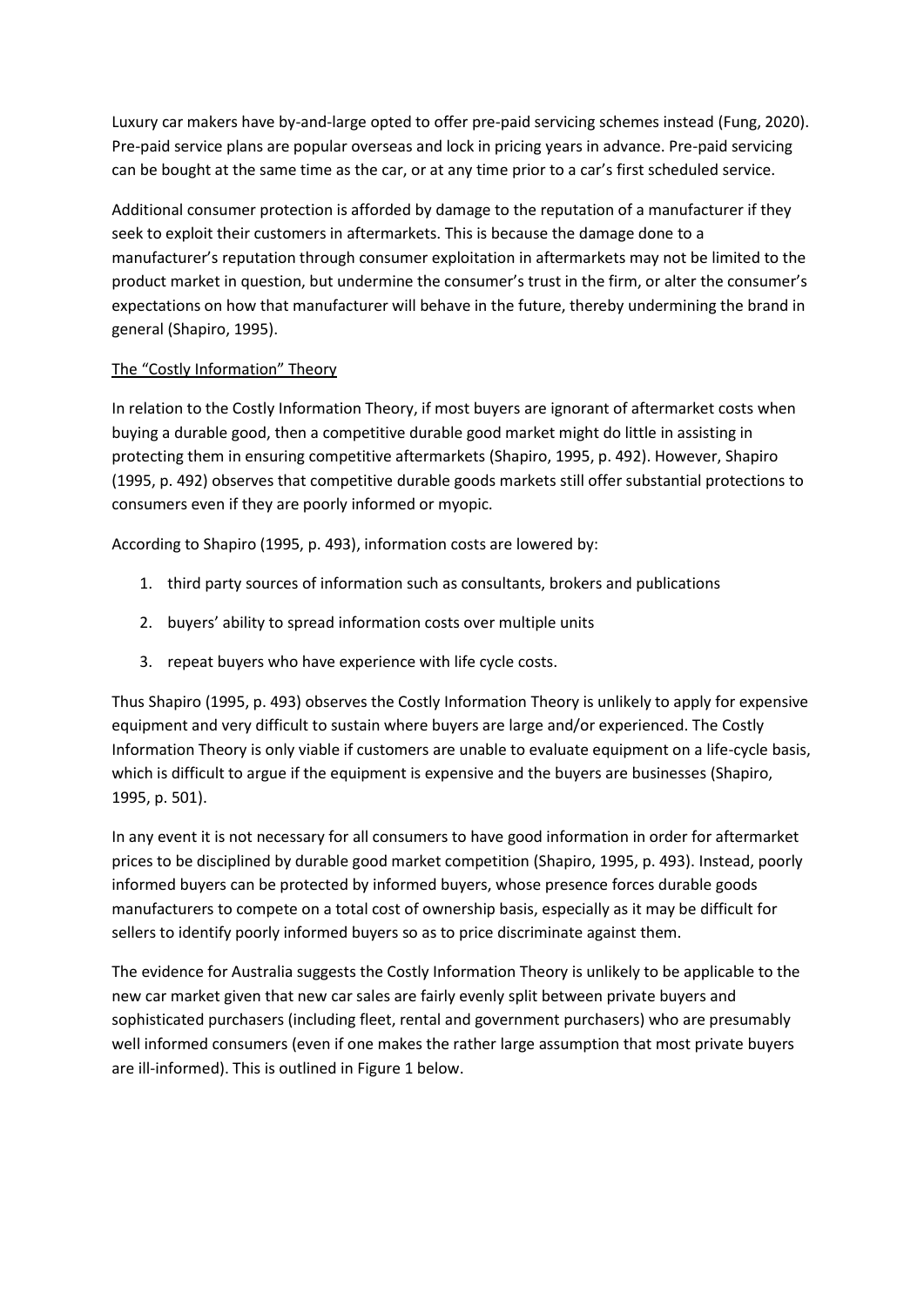Luxury car makers have by-and-large opted to offer pre-paid servicing schemes instead (Fung, 2020). Pre-paid service plans are popular overseas and lock in pricing years in advance. Pre-paid servicing can be bought at the same time as the car, or at any time prior to a car's first scheduled service.

Additional consumer protection is afforded by damage to the reputation of a manufacturer if they seek to exploit their customers in aftermarkets. This is because the damage done to a manufacturer's reputation through consumer exploitation in aftermarkets may not be limited to the product market in question, but undermine the consumer's trust in the firm, or alter the consumer's expectations on how that manufacturer will behave in the future, thereby undermining the brand in general (Shapiro, 1995).

<u>The "Costly Information" Theory</u>

In relation to the Costly Information Theory, if most buyers are ignorant of aftermarket costs when buying a durable good, then a competitive durable good market might do little in assisting in protecting them in ensuring competitive aftermarkets (Shapiro, 1995, p. 492). However, Shapiro (1995, p. 492) observes that competitive durable goods markets still offer substantial protections to consumers even if they are poorly informed or myopic.

According to Shapiro (1995, p. 493), information costs are lowered by:

1. third party sources of information such as consultants, brokers and publications
2. buyers' ability to spread information costs over multiple units
3. repeat buyers who have experience with life cycle costs.

Thus Shapiro (1995, p. 493) observes the Costly Information Theory is unlikely to apply for expensive equipment and very difficult to sustain where buyers are large and/or experienced. The Costly Information Theory is only viable if customers are unable to evaluate equipment on a life-cycle basis, which is difficult to argue if the equipment is expensive and the buyers are businesses (Shapiro, 1995, p. 501).

In any event it is not necessary for all consumers to have good information in order for aftermarket prices to be disciplined by durable good market competition (Shapiro, 1995, p. 493). Instead, poorly informed buyers can be protected by informed buyers, whose presence forces durable goods manufacturers to compete on a total cost of ownership basis, especially as it may be difficult for sellers to identify poorly informed buyers so as to price discriminate against them.

The evidence for Australia suggests the Costly Information Theory is unlikely to be applicable to the new car market given that new car sales are fairly evenly split between private buyers and sophisticated purchasers (including fleet, rental and government purchasers) who are presumably well informed consumers (even if one makes the rather large assumption that most private buyers are ill-informed). This is outlined in Figure 1 below.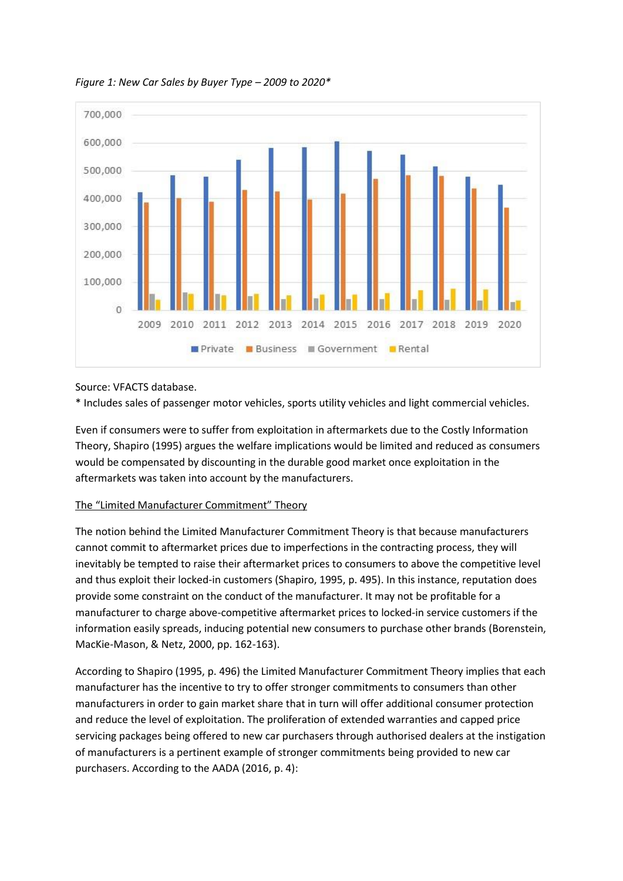*Figure 1: New Car Sales by Buyer Type – 2009 to 2020**

Source: VFACTS database.

\* Includes sales of passenger motor vehicles, sports utility vehicles and light commercial vehicles.

Even if consumers were to suffer from exploitation in aftermarkets due to the Costly Information Theory, Shapiro (1995) argues the welfare implications would be limited and reduced as consumers would be compensated by discounting in the durable good market once exploitation in the aftermarkets was taken into account by the manufacturers.

<u>The "Limited Manufacturer Commitment" Theory</u>

The notion behind the Limited Manufacturer Commitment Theory is that because manufacturers cannot commit to aftermarket prices due to imperfections in the contracting process, they will inevitably be tempted to raise their aftermarket prices to consumers to above the competitive level and thus exploit their locked-in customers (Shapiro, 1995, p. 495). In this instance, reputation does provide some constraint on the conduct of the manufacturer. It may not be profitable for a manufacturer to charge above-competitive aftermarket prices to locked-in service customers if the information easily spreads, inducing potential new consumers to purchase other brands (Borenstein, MacKie-Mason, & Netz, 2000, pp. 162-163).

According to Shapiro (1995, p. 496) the Limited Manufacturer Commitment Theory implies that each manufacturer has the incentive to try to offer stronger commitments to consumers than other manufacturers in order to gain market share that in turn will offer additional consumer protection and reduce the level of exploitation. The proliferation of extended warranties and capped price servicing packages being offered to new car purchasers through authorised dealers at the instigation of manufacturers is a pertinent example of stronger commitments being provided to new car purchasers. According to the AADA (2016, p. 4):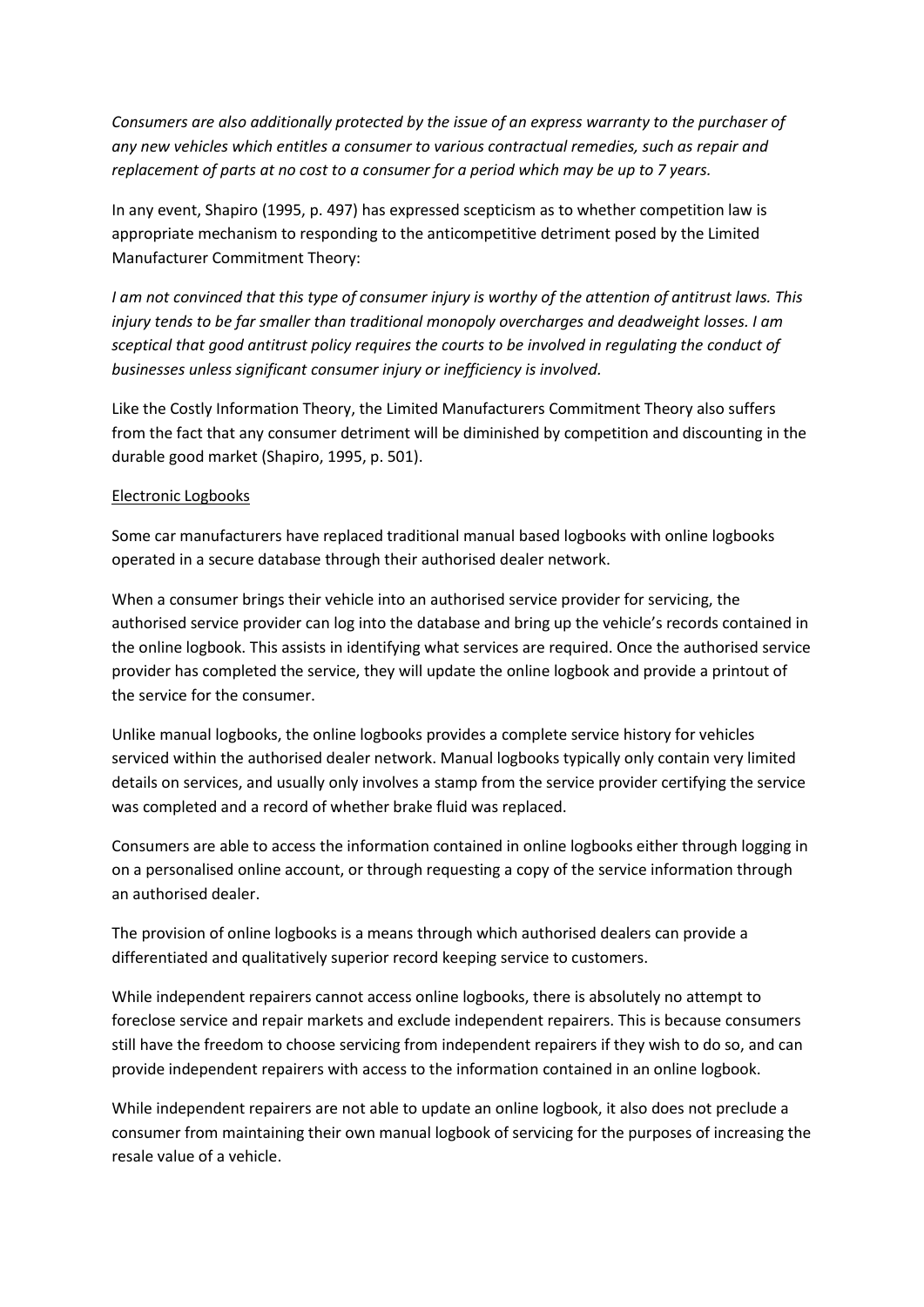*Consumers are also additionally protected by the issue of an express warranty to the purchaser of any new vehicles which entitles a consumer to various contractual remedies, such as repair and replacement of parts at no cost to a consumer for a period which may be up to 7 years.*

In any event, Shapiro (1995, p. 497) has expressed scepticism as to whether competition law is appropriate mechanism to responding to the anticompetitive detriment posed by the Limited Manufacturer Commitment Theory:

*I am not convinced that this type of consumer injury is worthy of the attention of antitrust laws. This injury tends to be far smaller than traditional monopoly overcharges and deadweight losses. I am sceptical that good antitrust policy requires the courts to be involved in regulating the conduct of businesses unless significant consumer injury or inefficiency is involved.*

Like the Costly Information Theory, the Limited Manufacturers Commitment Theory also suffers from the fact that any consumer detriment will be diminished by competition and discounting in the durable good market (Shapiro, 1995, p. 501).

<u>Electronic Logbooks</u>

Some car manufacturers have replaced traditional manual based logbooks with online logbooks operated in a secure database through their authorised dealer network.

When a consumer brings their vehicle into an authorised service provider for servicing, the authorised service provider can log into the database and bring up the vehicle's records contained in the online logbook. This assists in identifying what services are required. Once the authorised service provider has completed the service, they will update the online logbook and provide a printout of the service for the consumer.

Unlike manual logbooks, the online logbooks provides a complete service history for vehicles serviced within the authorised dealer network. Manual logbooks typically only contain very limited details on services, and usually only involves a stamp from the service provider certifying the service was completed and a record of whether brake fluid was replaced.

Consumers are able to access the information contained in online logbooks either through logging in on a personalised online account, or through requesting a copy of the service information through an authorised dealer.

The provision of online logbooks is a means through which authorised dealers can provide a differentiated and qualitatively superior record keeping service to customers.

While independent repairers cannot access online logbooks, there is absolutely no attempt to foreclose service and repair markets and exclude independent repairers. This is because consumers still have the freedom to choose servicing from independent repairers if they wish to do so, and can provide independent repairers with access to the information contained in an online logbook.

While independent repairers are not able to update an online logbook, it also does not preclude a consumer from maintaining their own manual logbook of servicing for the purposes of increasing the resale value of a vehicle.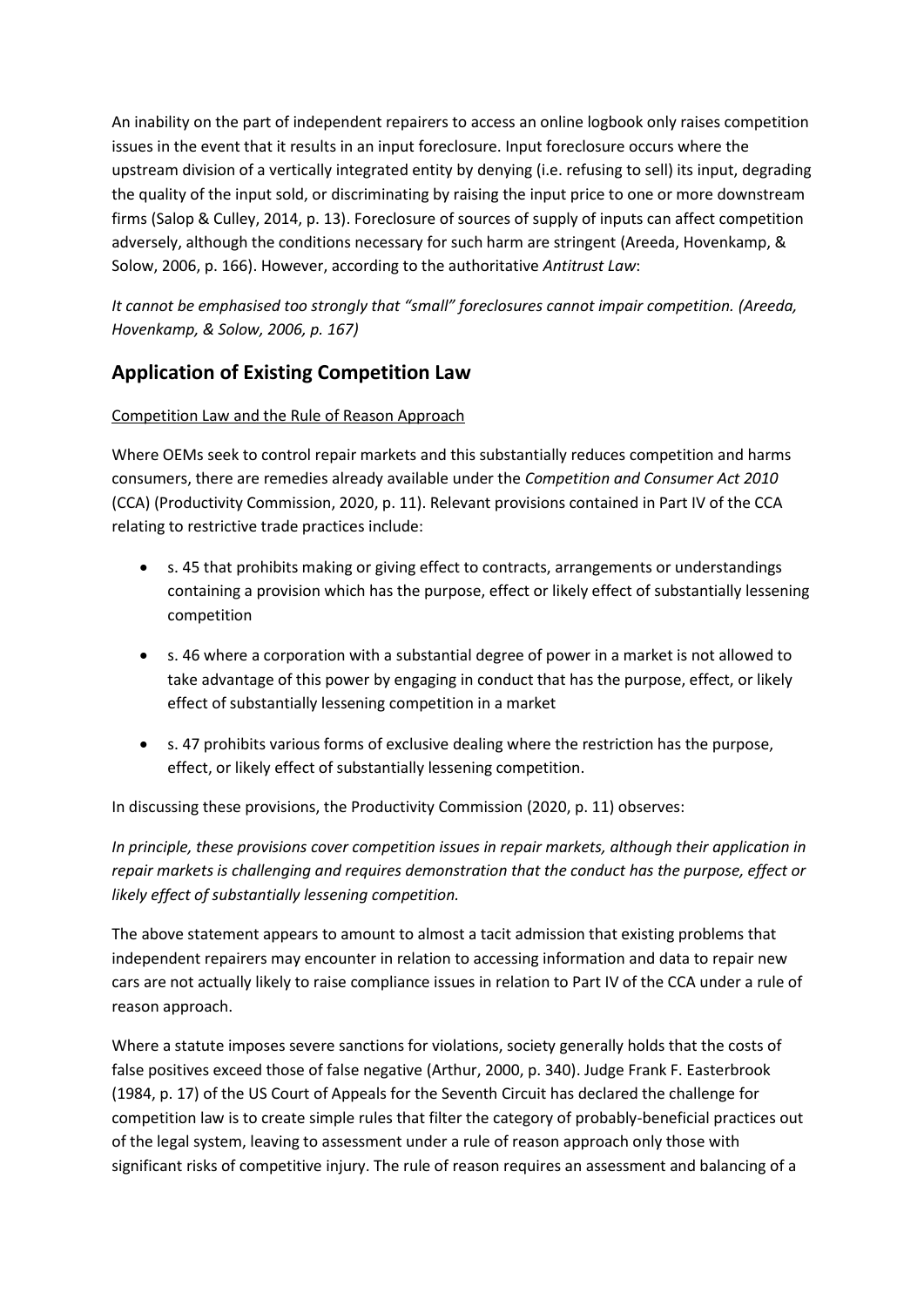An inability on the part of independent repairers to access an online logbook only raises competition issues in the event that it results in an input foreclosure. Input foreclosure occurs where the upstream division of a vertically integrated entity by denying (i.e. refusing to sell) its input, degrading the quality of the input sold, or discriminating by raising the input price to one or more downstream firms (Salop & Culley, 2014, p. 13). Foreclosure of sources of supply of inputs can affect competition adversely, although the conditions necessary for such harm are stringent (Areeda, Hovenkamp, & Solow, 2006, p. 166). However, according to the authoritative *Antitrust Law*:

*It cannot be emphasised too strongly that "small" foreclosures cannot impair competition. (Areeda, Hovenkamp, & Solow, 2006, p. 167)*

## Application of Existing Competition Law

Competition Law and the Rule of Reason Approach

Where OEMs seek to control repair markets and this substantially reduces competition and harms consumers, there are remedies already available under the *Competition and Consumer Act 2010* (CCA) (Productivity Commission, 2020, p. 11). Relevant provisions contained in Part IV of the CCA relating to restrictive trade practices include:

- s. 45 that prohibits making or giving effect to contracts, arrangements or understandings containing a provision which has the purpose, effect or likely effect of substantially lessening competition
- s. 46 where a corporation with a substantial degree of power in a market is not allowed to take advantage of this power by engaging in conduct that has the purpose, effect, or likely effect of substantially lessening competition in a market
- s. 47 prohibits various forms of exclusive dealing where the restriction has the purpose, effect, or likely effect of substantially lessening competition.

In discussing these provisions, the Productivity Commission (2020, p. 11) observes:

*In principle, these provisions cover competition issues in repair markets, although their application in repair markets is challenging and requires demonstration that the conduct has the purpose, effect or likely effect of substantially lessening competition.*

The above statement appears to amount to almost a tacit admission that existing problems that independent repairers may encounter in relation to accessing information and data to repair new cars are not actually likely to raise compliance issues in relation to Part IV of the CCA under a rule of reason approach.

Where a statute imposes severe sanctions for violations, society generally holds that the costs of false positives exceed those of false negative (Arthur, 2000, p. 340). Judge Frank F. Easterbrook (1984, p. 17) of the US Court of Appeals for the Seventh Circuit has declared the challenge for competition law is to create simple rules that filter the category of probably-beneficial practices out of the legal system, leaving to assessment under a rule of reason approach only those with significant risks of competitive injury. The rule of reason requires an assessment and balancing of a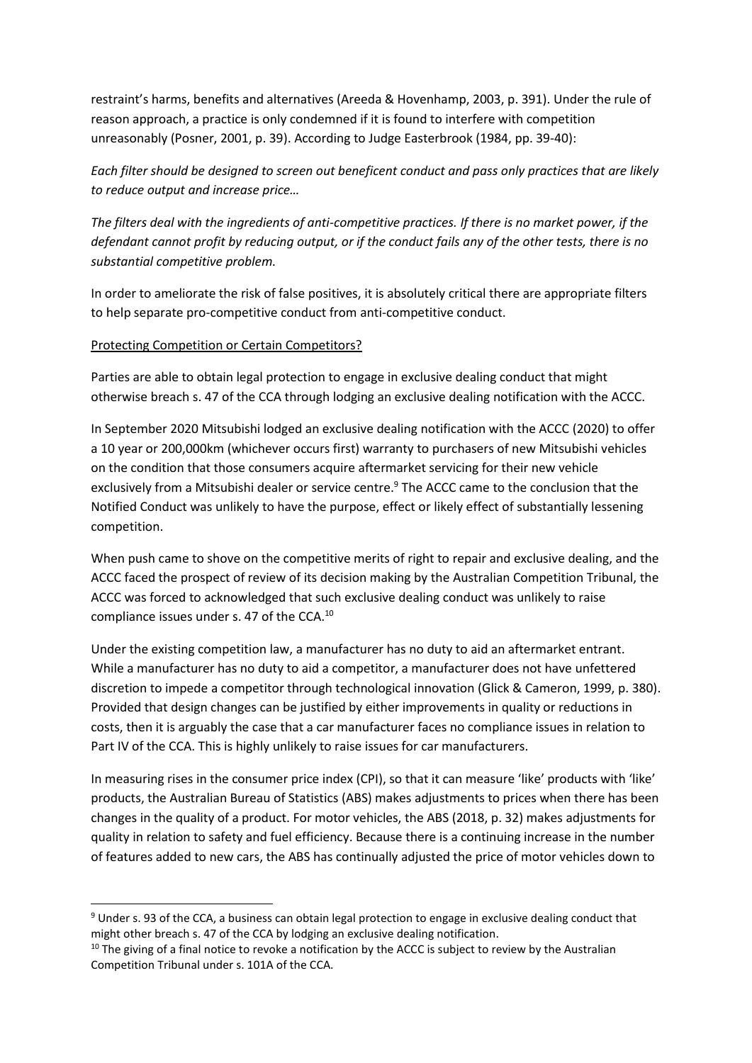restraint's harms, benefits and alternatives (Areeda & Hovenhamp, 2003, p. 391). Under the rule of reason approach, a practice is only condemned if it is found to interfere with competition unreasonably (Posner, 2001, p. 39). According to Judge Easterbrook (1984, pp. 39-40):

*Each filter should be designed to screen out beneficent conduct and pass only practices that are likely to reduce output and increase price…*

*The filters deal with the ingredients of anti-competitive practices. If there is no market power, if the defendant cannot profit by reducing output, or if the conduct fails any of the other tests, there is no substantial competitive problem.*

In order to ameliorate the risk of false positives, it is absolutely critical there are appropriate filters to help separate pro-competitive conduct from anti-competitive conduct.

## Protecting Competition or Certain Competitors?

Parties are able to obtain legal protection to engage in exclusive dealing conduct that might otherwise breach s. 47 of the CCA through lodging an exclusive dealing notification with the ACCC.

In September 2020 Mitsubishi lodged an exclusive dealing notification with the ACCC (2020) to offer a 10 year or 200,000km (whichever occurs first) warranty to purchasers of new Mitsubishi vehicles on the condition that those consumers acquire aftermarket servicing for their new vehicle exclusively from a Mitsubishi dealer or service centre.[9] The ACCC came to the conclusion that the Notified Conduct was unlikely to have the purpose, effect or likely effect of substantially lessening competition.

When push came to shove on the competitive merits of right to repair and exclusive dealing, and the ACCC faced the prospect of review of its decision making by the Australian Competition Tribunal, the ACCC was forced to acknowledged that such exclusive dealing conduct was unlikely to raise compliance issues under s. 47 of the CCA.[10]

Under the existing competition law, a manufacturer has no duty to aid an aftermarket entrant. While a manufacturer has no duty to aid a competitor, a manufacturer does not have unfettered discretion to impede a competitor through technological innovation (Glick & Cameron, 1999, p. 380). Provided that design changes can be justified by either improvements in quality or reductions in costs, then it is arguably the case that a car manufacturer faces no compliance issues in relation to Part IV of the CCA. This is highly unlikely to raise issues for car manufacturers.

In measuring rises in the consumer price index (CPI), so that it can measure 'like' products with 'like' products, the Australian Bureau of Statistics (ABS) makes adjustments to prices when there has been changes in the quality of a product. For motor vehicles, the ABS (2018, p. 32) makes adjustments for quality in relation to safety and fuel efficiency. Because there is a continuing increase in the number of features added to new cars, the ABS has continually adjusted the price of motor vehicles down to

---

[9] Under s. 93 of the CCA, a business can obtain legal protection to engage in exclusive dealing conduct that might other breach s. 47 of the CCA by lodging an exclusive dealing notification.

[10] The giving of a final notice to revoke a notification by the ACCC is subject to review by the Australian Competition Tribunal under s. 101A of the CCA.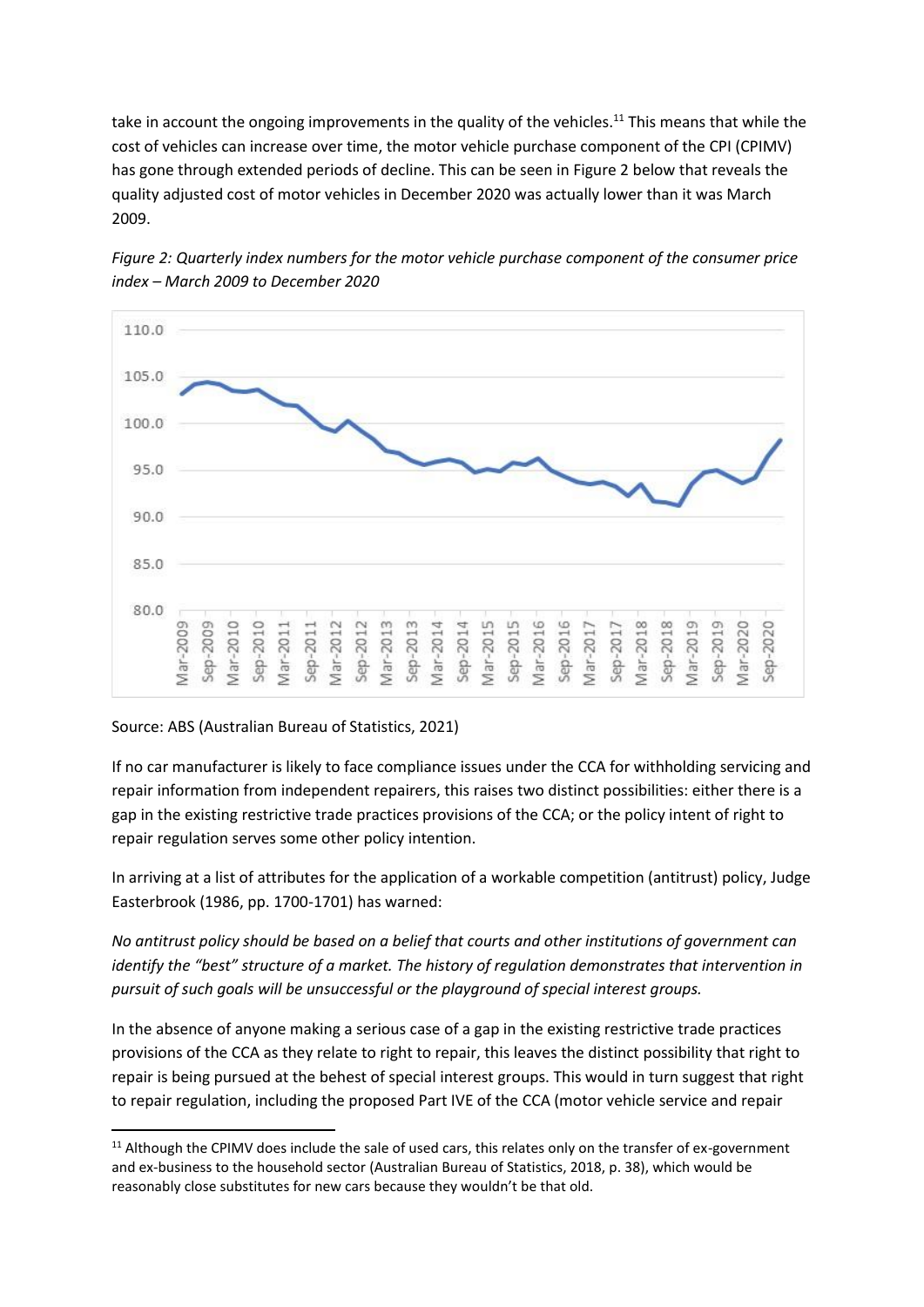take in account the ongoing improvements in the quality of the vehicles.[11] This means that while the cost of vehicles can increase over time, the motor vehicle purchase component of the CPI (CPIMV) has gone through extended periods of decline. This can be seen in Figure 2 below that reveals the quality adjusted cost of motor vehicles in December 2020 was actually lower than it was March 2009.

*Figure 2: Quarterly index numbers for the motor vehicle purchase component of the consumer price index – March 2009 to December 2020*

Source: ABS (Australian Bureau of Statistics, 2021)

If no car manufacturer is likely to face compliance issues under the CCA for withholding servicing and repair information from independent repairers, this raises two distinct possibilities: either there is a gap in the existing restrictive trade practices provisions of the CCA; or the policy intent of right to repair regulation serves some other policy intention.

In arriving at a list of attributes for the application of a workable competition (antitrust) policy, Judge Easterbrook (1986, pp. 1700-1701) has warned:

*No antitrust policy should be based on a belief that courts and other institutions of government can identify the "best" structure of a market. The history of regulation demonstrates that intervention in pursuit of such goals will be unsuccessful or the playground of special interest groups.*

In the absence of anyone making a serious case of a gap in the existing restrictive trade practices provisions of the CCA as they relate to right to repair, this leaves the distinct possibility that right to repair is being pursued at the behest of special interest groups. This would in turn suggest that right to repair regulation, including the proposed Part IVE of the CCA (motor vehicle service and repair

[11] Although the CPIMV does include the sale of used cars, this relates only on the transfer of ex-government and ex-business to the household sector (Australian Bureau of Statistics, 2018, p. 38), which would be reasonably close substitutes for new cars because they wouldn't be that old.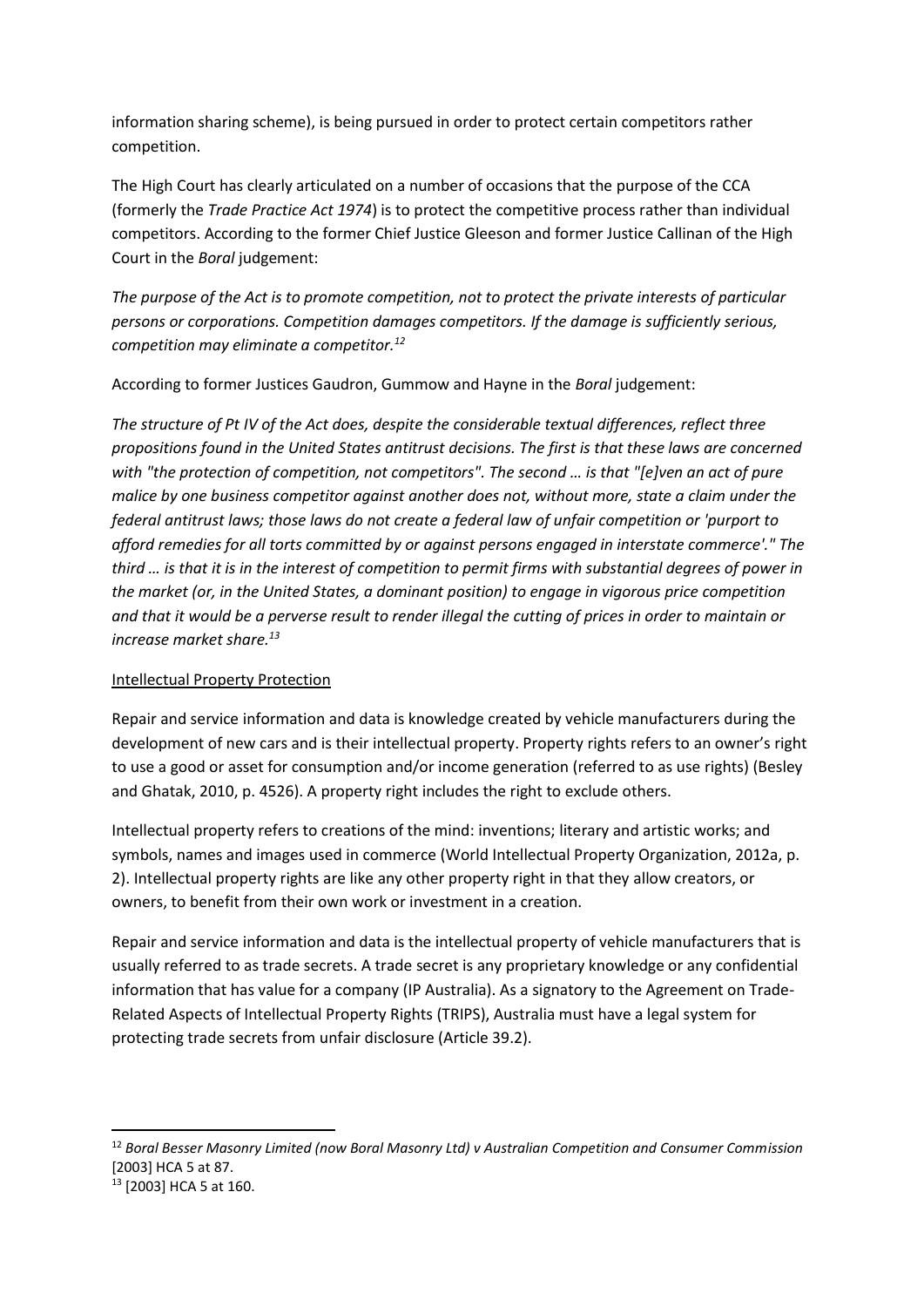information sharing scheme), is being pursued in order to protect certain competitors rather competition.

The High Court has clearly articulated on a number of occasions that the purpose of the CCA (formerly the *Trade Practice Act 1974*) is to protect the competitive process rather than individual competitors. According to the former Chief Justice Gleeson and former Justice Callinan of the High Court in the *Boral* judgement:

*The purpose of the Act is to promote competition, not to protect the private interests of particular persons or corporations. Competition damages competitors. If the damage is sufficiently serious, competition may eliminate a competitor.*[12]

According to former Justices Gaudron, Gummow and Hayne in the *Boral* judgement:

*The structure of Pt IV of the Act does, despite the considerable textual differences, reflect three propositions found in the United States antitrust decisions. The first is that these laws are concerned with "the protection of competition, not competitors". The second … is that "[e]ven an act of pure malice by one business competitor against another does not, without more, state a claim under the federal antitrust laws; those laws do not create a federal law of unfair competition or 'purport to afford remedies for all torts committed by or against persons engaged in interstate commerce'." The third … is that it is in the interest of competition to permit firms with substantial degrees of power in the market (or, in the United States, a dominant position) to engage in vigorous price competition and that it would be a perverse result to render illegal the cutting of prices in order to maintain or increase market share.*[13]

<u>Intellectual Property Protection</u>

Repair and service information and data is knowledge created by vehicle manufacturers during the development of new cars and is their intellectual property. Property rights refers to an owner's right to use a good or asset for consumption and/or income generation (referred to as use rights) (Besley and Ghatak, 2010, p. 4526). A property right includes the right to exclude others.

Intellectual property refers to creations of the mind: inventions; literary and artistic works; and symbols, names and images used in commerce (World Intellectual Property Organization, 2012a, p. 2). Intellectual property rights are like any other property right in that they allow creators, or owners, to benefit from their own work or investment in a creation.

Repair and service information and data is the intellectual property of vehicle manufacturers that is usually referred to as trade secrets. A trade secret is any proprietary knowledge or any confidential information that has value for a company (IP Australia). As a signatory to the Agreement on Trade-Related Aspects of Intellectual Property Rights (TRIPS), Australia must have a legal system for protecting trade secrets from unfair disclosure (Article 39.2).

---

[12] *Boral Besser Masonry Limited (now Boral Masonry Ltd) v Australian Competition and Consumer Commission* [2003] HCA 5 at 87.

[13] [2003] HCA 5 at 160.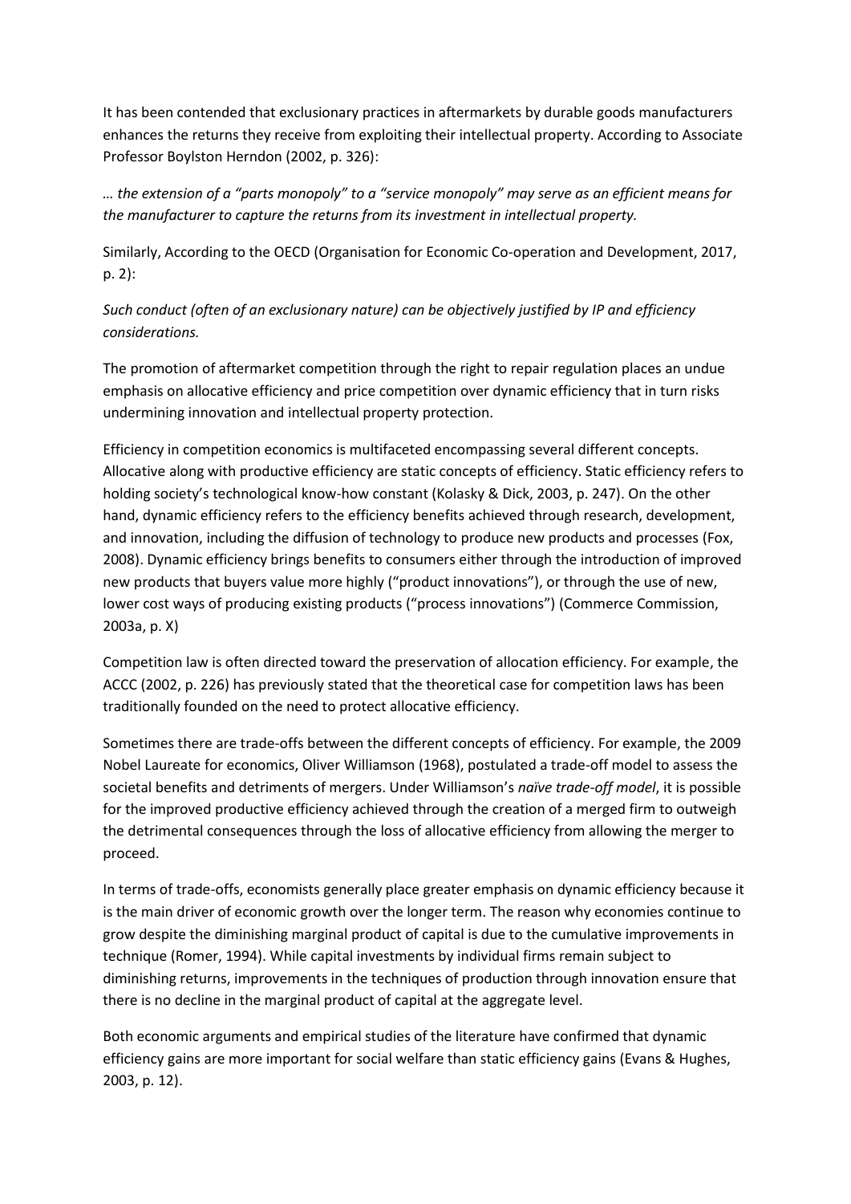It has been contended that exclusionary practices in aftermarkets by durable goods manufacturers enhances the returns they receive from exploiting their intellectual property. According to Associate Professor Boylston Herndon (2002, p. 326):

*… the extension of a "parts monopoly" to a "service monopoly" may serve as an efficient means for the manufacturer to capture the returns from its investment in intellectual property.*

Similarly, According to the OECD (Organisation for Economic Co-operation and Development, 2017, p. 2):

*Such conduct (often of an exclusionary nature) can be objectively justified by IP and efficiency considerations.*

The promotion of aftermarket competition through the right to repair regulation places an undue emphasis on allocative efficiency and price competition over dynamic efficiency that in turn risks undermining innovation and intellectual property protection.

Efficiency in competition economics is multifaceted encompassing several different concepts. Allocative along with productive efficiency are static concepts of efficiency. Static efficiency refers to holding society's technological know-how constant (Kolasky & Dick, 2003, p. 247). On the other hand, dynamic efficiency refers to the efficiency benefits achieved through research, development, and innovation, including the diffusion of technology to produce new products and processes (Fox, 2008). Dynamic efficiency brings benefits to consumers either through the introduction of improved new products that buyers value more highly ("product innovations"), or through the use of new, lower cost ways of producing existing products ("process innovations") (Commerce Commission, 2003a, p. X)

Competition law is often directed toward the preservation of allocation efficiency. For example, the ACCC (2002, p. 226) has previously stated that the theoretical case for competition laws has been traditionally founded on the need to protect allocative efficiency.

Sometimes there are trade-offs between the different concepts of efficiency. For example, the 2009 Nobel Laureate for economics, Oliver Williamson (1968), postulated a trade-off model to assess the societal benefits and detriments of mergers. Under Williamson's *naïve trade-off model*, it is possible for the improved productive efficiency achieved through the creation of a merged firm to outweigh the detrimental consequences through the loss of allocative efficiency from allowing the merger to proceed.

In terms of trade-offs, economists generally place greater emphasis on dynamic efficiency because it is the main driver of economic growth over the longer term. The reason why economies continue to grow despite the diminishing marginal product of capital is due to the cumulative improvements in technique (Romer, 1994). While capital investments by individual firms remain subject to diminishing returns, improvements in the techniques of production through innovation ensure that there is no decline in the marginal product of capital at the aggregate level.

Both economic arguments and empirical studies of the literature have confirmed that dynamic efficiency gains are more important for social welfare than static efficiency gains (Evans & Hughes, 2003, p. 12).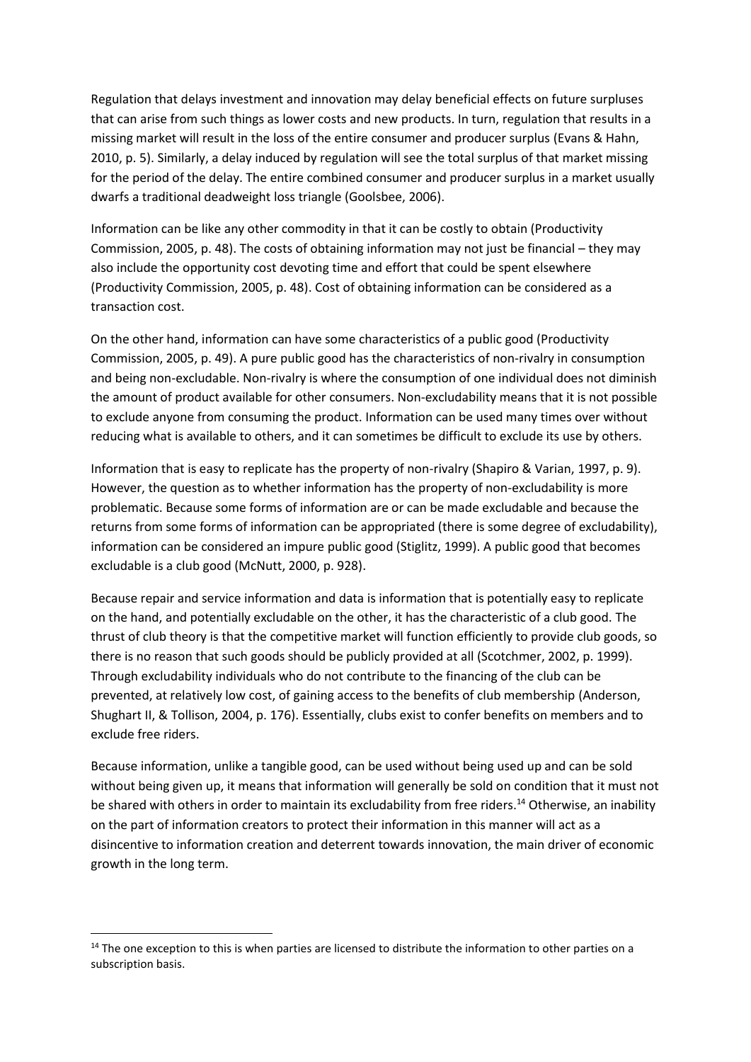Regulation that delays investment and innovation may delay beneficial effects on future surpluses that can arise from such things as lower costs and new products. In turn, regulation that results in a missing market will result in the loss of the entire consumer and producer surplus (Evans & Hahn, 2010, p. 5). Similarly, a delay induced by regulation will see the total surplus of that market missing for the period of the delay. The entire combined consumer and producer surplus in a market usually dwarfs a traditional deadweight loss triangle (Goolsbee, 2006).

Information can be like any other commodity in that it can be costly to obtain (Productivity Commission, 2005, p. 48). The costs of obtaining information may not just be financial – they may also include the opportunity cost devoting time and effort that could be spent elsewhere (Productivity Commission, 2005, p. 48). Cost of obtaining information can be considered as a transaction cost.

On the other hand, information can have some characteristics of a public good (Productivity Commission, 2005, p. 49). A pure public good has the characteristics of non-rivalry in consumption and being non-excludable. Non-rivalry is where the consumption of one individual does not diminish the amount of product available for other consumers. Non-excludability means that it is not possible to exclude anyone from consuming the product. Information can be used many times over without reducing what is available to others, and it can sometimes be difficult to exclude its use by others.

Information that is easy to replicate has the property of non-rivalry (Shapiro & Varian, 1997, p. 9). However, the question as to whether information has the property of non-excludability is more problematic. Because some forms of information are or can be made excludable and because the returns from some forms of information can be appropriated (there is some degree of excludability), information can be considered an impure public good (Stiglitz, 1999). A public good that becomes excludable is a club good (McNutt, 2000, p. 928).

Because repair and service information and data is information that is potentially easy to replicate on the hand, and potentially excludable on the other, it has the characteristic of a club good. The thrust of club theory is that the competitive market will function efficiently to provide club goods, so there is no reason that such goods should be publicly provided at all (Scotchmer, 2002, p. 1999). Through excludability individuals who do not contribute to the financing of the club can be prevented, at relatively low cost, of gaining access to the benefits of club membership (Anderson, Shughart II, & Tollison, 2004, p. 176). Essentially, clubs exist to confer benefits on members and to exclude free riders.

Because information, unlike a tangible good, can be used without being used up and can be sold without being given up, it means that information will generally be sold on condition that it must not be shared with others in order to maintain its excludability from free riders.[14] Otherwise, an inability on the part of information creators to protect their information in this manner will act as a disincentive to information creation and deterrent towards innovation, the main driver of economic growth in the long term.

[14] The one exception to this is when parties are licensed to distribute the information to other parties on a subscription basis.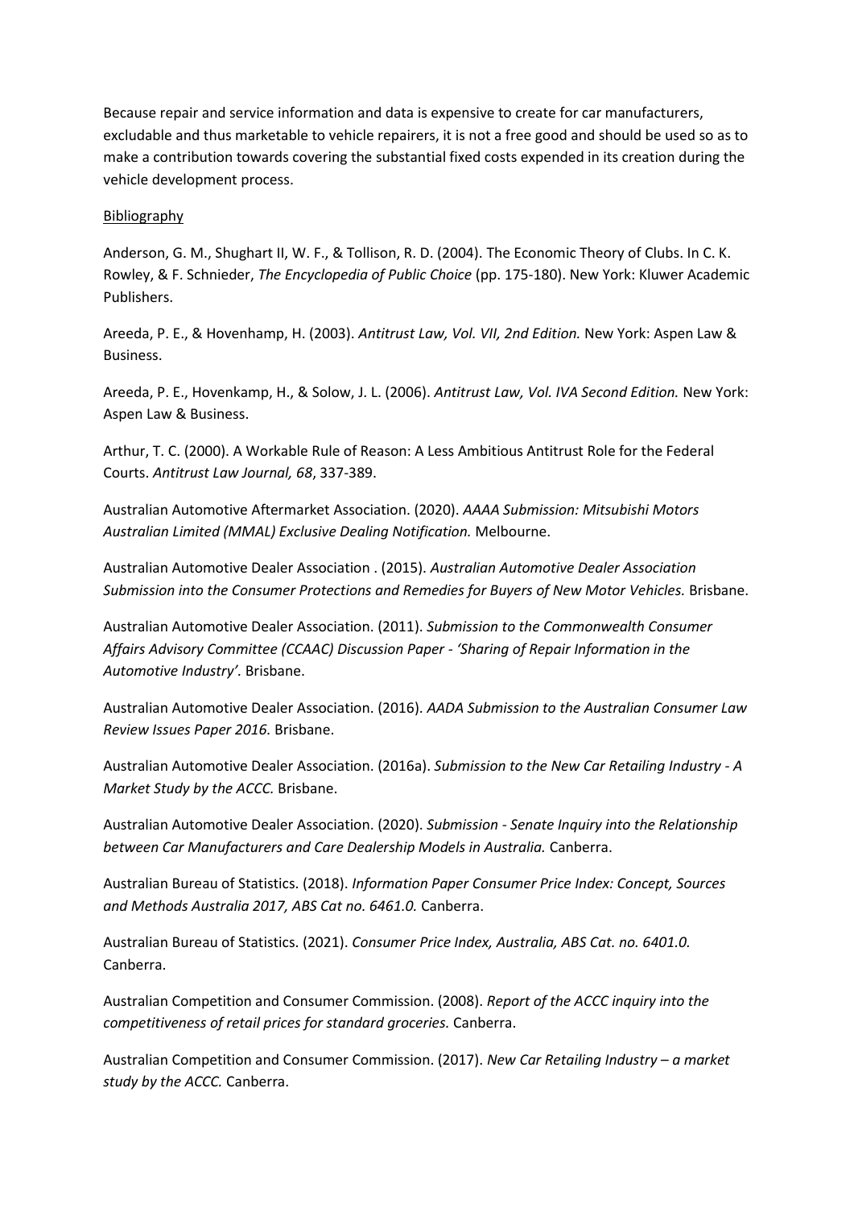Because repair and service information and data is expensive to create for car manufacturers, excludable and thus marketable to vehicle repairers, it is not a free good and should be used so as to make a contribution towards covering the substantial fixed costs expended in its creation during the vehicle development process.

<u>Bibliography</u>

Anderson, G. M., Shughart II, W. F., & Tollison, R. D. (2004). The Economic Theory of Clubs. In C. K. Rowley, & F. Schnieder, *The Encyclopedia of Public Choice* (pp. 175-180). New York: Kluwer Academic Publishers.

Areeda, P. E., & Hovenhamp, H. (2003). *Antitrust Law, Vol. VII, 2nd Edition.* New York: Aspen Law & Business.

Areeda, P. E., Hovenkamp, H., & Solow, J. L. (2006). *Antitrust Law, Vol. IVA Second Edition.* New York: Aspen Law & Business.

Arthur, T. C. (2000). A Workable Rule of Reason: A Less Ambitious Antitrust Role for the Federal Courts. *Antitrust Law Journal, 68*, 337-389.

Australian Automotive Aftermarket Association. (2020). *AAAA Submission: Mitsubishi Motors Australian Limited (MMAL) Exclusive Dealing Notification.* Melbourne.

Australian Automotive Dealer Association . (2015). *Australian Automotive Dealer Association Submission into the Consumer Protections and Remedies for Buyers of New Motor Vehicles.* Brisbane.

Australian Automotive Dealer Association. (2011). *Submission to the Commonwealth Consumer Affairs Advisory Committee (CCAAC) Discussion Paper - 'Sharing of Repair Information in the Automotive Industry'.* Brisbane.

Australian Automotive Dealer Association. (2016). *AADA Submission to the Australian Consumer Law Review Issues Paper 2016.* Brisbane.

Australian Automotive Dealer Association. (2016a). *Submission to the New Car Retailing Industry - A Market Study by the ACCC.* Brisbane.

Australian Automotive Dealer Association. (2020). *Submission - Senate Inquiry into the Relationship between Car Manufacturers and Care Dealership Models in Australia.* Canberra.

Australian Bureau of Statistics. (2018). *Information Paper Consumer Price Index: Concept, Sources and Methods Australia 2017, ABS Cat no. 6461.0.* Canberra.

Australian Bureau of Statistics. (2021). *Consumer Price Index, Australia, ABS Cat. no. 6401.0.* Canberra.

Australian Competition and Consumer Commission. (2008). *Report of the ACCC inquiry into the competitiveness of retail prices for standard groceries.* Canberra.

Australian Competition and Consumer Commission. (2017). *New Car Retailing Industry – a market study by the ACCC.* Canberra.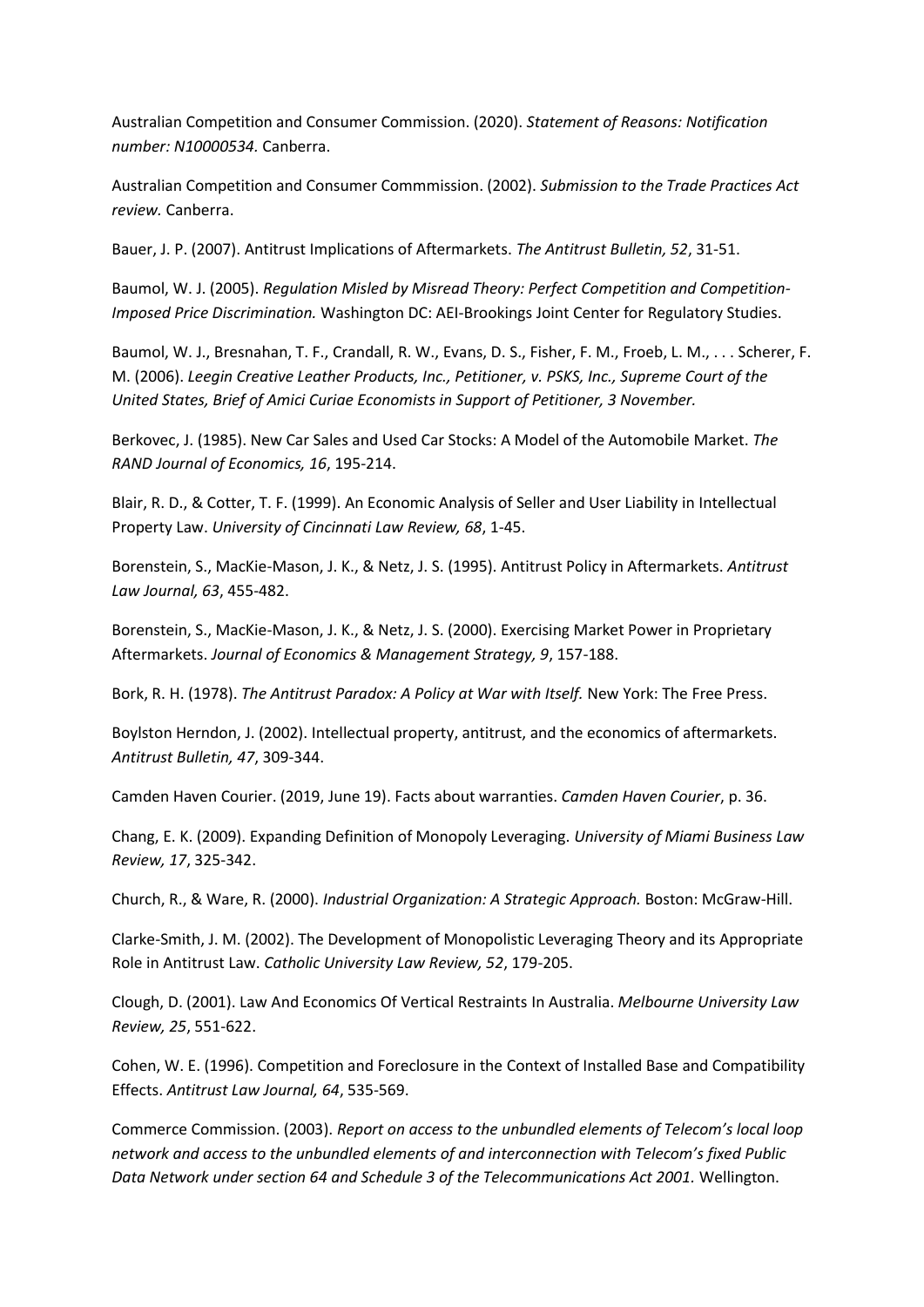Australian Competition and Consumer Commission. (2020). *Statement of Reasons: Notification number: N10000534.* Canberra.

Australian Competition and Consumer Commmission. (2002). *Submission to the Trade Practices Act review.* Canberra.

Bauer, J. P. (2007). Antitrust Implications of Aftermarkets. *The Antitrust Bulletin, 52*, 31-51.

Baumol, W. J. (2005). *Regulation Misled by Misread Theory: Perfect Competition and Competition-Imposed Price Discrimination.* Washington DC: AEI-Brookings Joint Center for Regulatory Studies.

Baumol, W. J., Bresnahan, T. F., Crandall, R. W., Evans, D. S., Fisher, F. M., Froeb, L. M., . . . Scherer, F. M. (2006). *Leegin Creative Leather Products, Inc., Petitioner, v. PSKS, Inc., Supreme Court of the United States, Brief of Amici Curiae Economists in Support of Petitioner, 3 November.*

Berkovec, J. (1985). New Car Sales and Used Car Stocks: A Model of the Automobile Market. *The RAND Journal of Economics, 16*, 195-214.

Blair, R. D., & Cotter, T. F. (1999). An Economic Analysis of Seller and User Liability in Intellectual Property Law. *University of Cincinnati Law Review, 68*, 1-45.

Borenstein, S., MacKie-Mason, J. K., & Netz, J. S. (1995). Antitrust Policy in Aftermarkets. *Antitrust Law Journal, 63*, 455-482.

Borenstein, S., MacKie-Mason, J. K., & Netz, J. S. (2000). Exercising Market Power in Proprietary Aftermarkets. *Journal of Economics & Management Strategy, 9*, 157-188.

Bork, R. H. (1978). *The Antitrust Paradox: A Policy at War with Itself.* New York: The Free Press.

Boylston Herndon, J. (2002). Intellectual property, antitrust, and the economics of aftermarkets. *Antitrust Bulletin, 47*, 309-344.

Camden Haven Courier. (2019, June 19). Facts about warranties. *Camden Haven Courier*, p. 36.

Chang, E. K. (2009). Expanding Definition of Monopoly Leveraging. *University of Miami Business Law Review, 17*, 325-342.

Church, R., & Ware, R. (2000). *Industrial Organization: A Strategic Approach.* Boston: McGraw-Hill.

Clarke-Smith, J. M. (2002). The Development of Monopolistic Leveraging Theory and its Appropriate Role in Antitrust Law. *Catholic University Law Review, 52*, 179-205.

Clough, D. (2001). Law And Economics Of Vertical Restraints In Australia. *Melbourne University Law Review, 25*, 551-622.

Cohen, W. E. (1996). Competition and Foreclosure in the Context of Installed Base and Compatibility Effects. *Antitrust Law Journal, 64*, 535-569.

Commerce Commission. (2003). *Report on access to the unbundled elements of Telecom's local loop network and access to the unbundled elements of and interconnection with Telecom's fixed Public Data Network under section 64 and Schedule 3 of the Telecommunications Act 2001.* Wellington.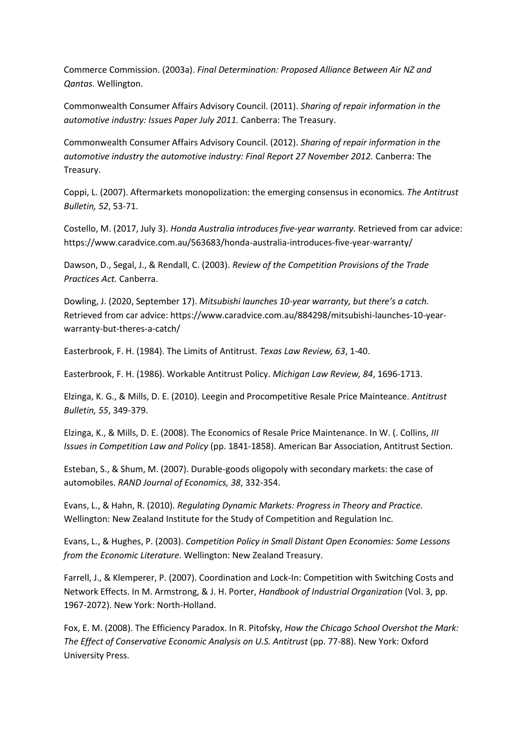Commerce Commission. (2003a). *Final Determination: Proposed Alliance Between Air NZ and Qantas.* Wellington.

Commonwealth Consumer Affairs Advisory Council. (2011). *Sharing of repair information in the automotive industry: Issues Paper July 2011.* Canberra: The Treasury.

Commonwealth Consumer Affairs Advisory Council. (2012). *Sharing of repair information in the automotive industry the automotive industry: Final Report 27 November 2012.* Canberra: The Treasury.

Coppi, L. (2007). Aftermarkets monopolization: the emerging consensus in economics. *The Antitrust Bulletin, 52*, 53-71.

Costello, M. (2017, July 3). *Honda Australia introduces five-year warranty.* Retrieved from car advice: https://www.caradvice.com.au/563683/honda-australia-introduces-five-year-warranty/

Dawson, D., Segal, J., & Rendall, C. (2003). *Review of the Competition Provisions of the Trade Practices Act.* Canberra.

Dowling, J. (2020, September 17). *Mitsubishi launches 10-year warranty, but there's a catch.* Retrieved from car advice: https://www.caradvice.com.au/884298/mitsubishi-launches-10-year-warranty-but-theres-a-catch/

Easterbrook, F. H. (1984). The Limits of Antitrust. *Texas Law Review, 63*, 1-40.

Easterbrook, F. H. (1986). Workable Antitrust Policy. *Michigan Law Review, 84*, 1696-1713.

Elzinga, K. G., & Mills, D. E. (2010). Leegin and Procompetitive Resale Price Mainteance. *Antitrust Bulletin, 55*, 349-379.

Elzinga, K., & Mills, D. E. (2008). The Economics of Resale Price Maintenance. In W. (. Collins, *III Issues in Competition Law and Policy* (pp. 1841-1858). American Bar Association, Antitrust Section.

Esteban, S., & Shum, M. (2007). Durable-goods oligopoly with secondary markets: the case of automobiles. *RAND Journal of Economics, 38*, 332-354.

Evans, L., & Hahn, R. (2010). *Regulating Dynamic Markets: Progress in Theory and Practice.* Wellington: New Zealand Institute for the Study of Competition and Regulation Inc.

Evans, L., & Hughes, P. (2003). *Competition Policy in Small Distant Open Economies: Some Lessons from the Economic Literature.* Wellington: New Zealand Treasury.

Farrell, J., & Klemperer, P. (2007). Coordination and Lock-In: Competition with Switching Costs and Network Effects. In M. Armstrong, & J. H. Porter, *Handbook of Industrial Organization* (Vol. 3, pp. 1967-2072). New York: North-Holland.

Fox, E. M. (2008). The Efficiency Paradox. In R. Pitofsky, *How the Chicago School Overshot the Mark: The Effect of Conservative Economic Analysis on U.S. Antitrust* (pp. 77-88). New York: Oxford University Press.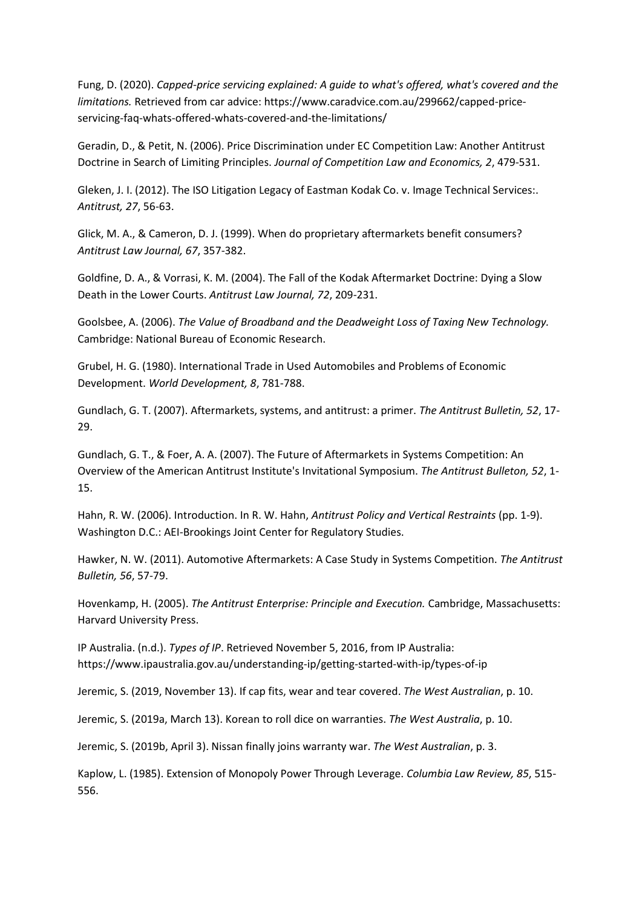Fung, D. (2020). *Capped-price servicing explained: A guide to what's offered, what's covered and the limitations.* Retrieved from car advice: https://www.caradvice.com.au/299662/capped-price-servicing-faq-whats-offered-whats-covered-and-the-limitations/

Geradin, D., & Petit, N. (2006). Price Discrimination under EC Competition Law: Another Antitrust Doctrine in Search of Limiting Principles. *Journal of Competition Law and Economics, 2*, 479-531.

Gleken, J. I. (2012). The ISO Litigation Legacy of Eastman Kodak Co. v. Image Technical Services:. *Antitrust, 27*, 56-63.

Glick, M. A., & Cameron, D. J. (1999). When do proprietary aftermarkets benefit consumers? *Antitrust Law Journal, 67*, 357-382.

Goldfine, D. A., & Vorrasi, K. M. (2004). The Fall of the Kodak Aftermarket Doctrine: Dying a Slow Death in the Lower Courts. *Antitrust Law Journal, 72*, 209-231.

Goolsbee, A. (2006). *The Value of Broadband and the Deadweight Loss of Taxing New Technology.* Cambridge: National Bureau of Economic Research.

Grubel, H. G. (1980). International Trade in Used Automobiles and Problems of Economic Development. *World Development, 8*, 781-788.

Gundlach, G. T. (2007). Aftermarkets, systems, and antitrust: a primer. *The Antitrust Bulletin, 52*, 17-29.

Gundlach, G. T., & Foer, A. A. (2007). The Future of Aftermarkets in Systems Competition: An Overview of the American Antitrust Institute's Invitational Symposium. *The Antitrust Bulleton, 52*, 1-15.

Hahn, R. W. (2006). Introduction. In R. W. Hahn, *Antitrust Policy and Vertical Restraints* (pp. 1-9). Washington D.C.: AEI-Brookings Joint Center for Regulatory Studies.

Hawker, N. W. (2011). Automotive Aftermarkets: A Case Study in Systems Competition. *The Antitrust Bulletin, 56*, 57-79.

Hovenkamp, H. (2005). *The Antitrust Enterprise: Principle and Execution.* Cambridge, Massachusetts: Harvard University Press.

IP Australia. (n.d.). *Types of IP*. Retrieved November 5, 2016, from IP Australia: https://www.ipaustralia.gov.au/understanding-ip/getting-started-with-ip/types-of-ip

Jeremic, S. (2019, November 13). If cap fits, wear and tear covered. *The West Australian*, p. 10.

Jeremic, S. (2019a, March 13). Korean to roll dice on warranties. *The West Australia*, p. 10.

Jeremic, S. (2019b, April 3). Nissan finally joins warranty war. *The West Australian*, p. 3.

Kaplow, L. (1985). Extension of Monopoly Power Through Leverage. *Columbia Law Review, 85*, 515-556.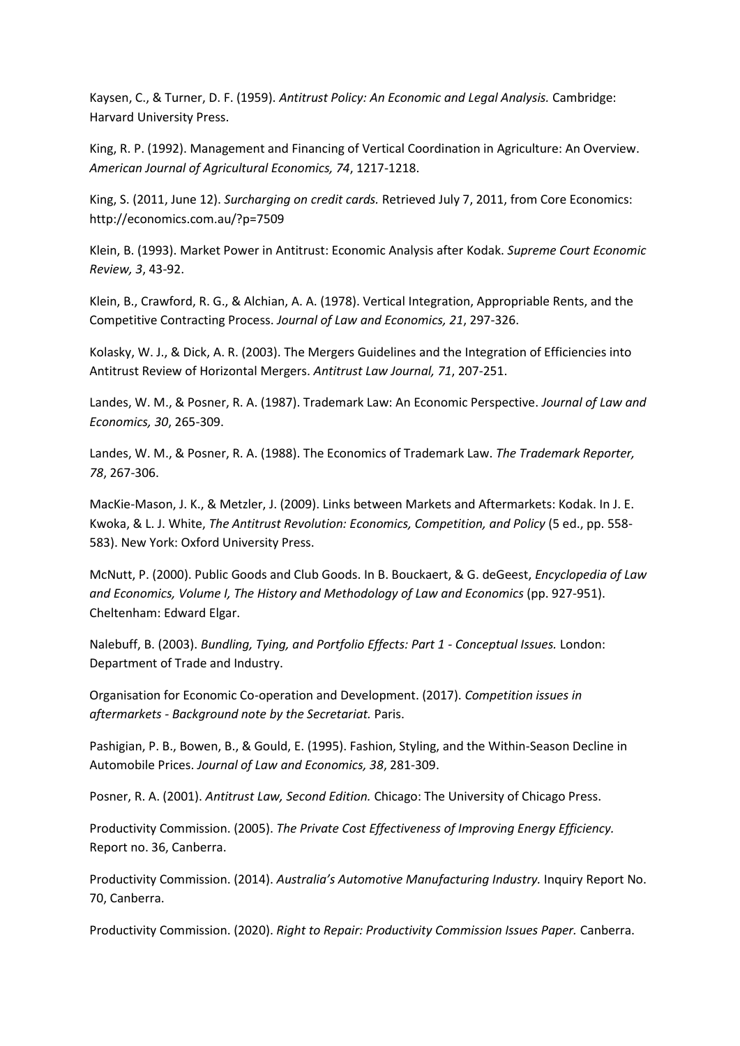Kaysen, C., & Turner, D. F. (1959). *Antitrust Policy: An Economic and Legal Analysis.* Cambridge: Harvard University Press.

King, R. P. (1992). Management and Financing of Vertical Coordination in Agriculture: An Overview. *American Journal of Agricultural Economics, 74*, 1217-1218.

King, S. (2011, June 12). *Surcharging on credit cards.* Retrieved July 7, 2011, from Core Economics: http://economics.com.au/?p=7509

Klein, B. (1993). Market Power in Antitrust: Economic Analysis after Kodak. *Supreme Court Economic Review, 3*, 43-92.

Klein, B., Crawford, R. G., & Alchian, A. A. (1978). Vertical Integration, Appropriable Rents, and the Competitive Contracting Process. *Journal of Law and Economics, 21*, 297-326.

Kolasky, W. J., & Dick, A. R. (2003). The Mergers Guidelines and the Integration of Efficiencies into Antitrust Review of Horizontal Mergers. *Antitrust Law Journal, 71*, 207-251.

Landes, W. M., & Posner, R. A. (1987). Trademark Law: An Economic Perspective. *Journal of Law and Economics, 30*, 265-309.

Landes, W. M., & Posner, R. A. (1988). The Economics of Trademark Law. *The Trademark Reporter, 78*, 267-306.

MacKie-Mason, J. K., & Metzler, J. (2009). Links between Markets and Aftermarkets: Kodak. In J. E. Kwoka, & L. J. White, *The Antitrust Revolution: Economics, Competition, and Policy* (5 ed., pp. 558-583). New York: Oxford University Press.

McNutt, P. (2000). Public Goods and Club Goods. In B. Bouckaert, & G. deGeest, *Encyclopedia of Law and Economics, Volume I, The History and Methodology of Law and Economics* (pp. 927-951). Cheltenham: Edward Elgar.

Nalebuff, B. (2003). *Bundling, Tying, and Portfolio Effects: Part 1 - Conceptual Issues.* London: Department of Trade and Industry.

Organisation for Economic Co-operation and Development. (2017). *Competition issues in aftermarkets - Background note by the Secretariat.* Paris.

Pashigian, P. B., Bowen, B., & Gould, E. (1995). Fashion, Styling, and the Within-Season Decline in Automobile Prices. *Journal of Law and Economics, 38*, 281-309.

Posner, R. A. (2001). *Antitrust Law, Second Edition.* Chicago: The University of Chicago Press.

Productivity Commission. (2005). *The Private Cost Effectiveness of Improving Energy Efficiency.* Report no. 36, Canberra.

Productivity Commission. (2014). *Australia's Automotive Manufacturing Industry.* Inquiry Report No. 70, Canberra.

Productivity Commission. (2020). *Right to Repair: Productivity Commission Issues Paper.* Canberra.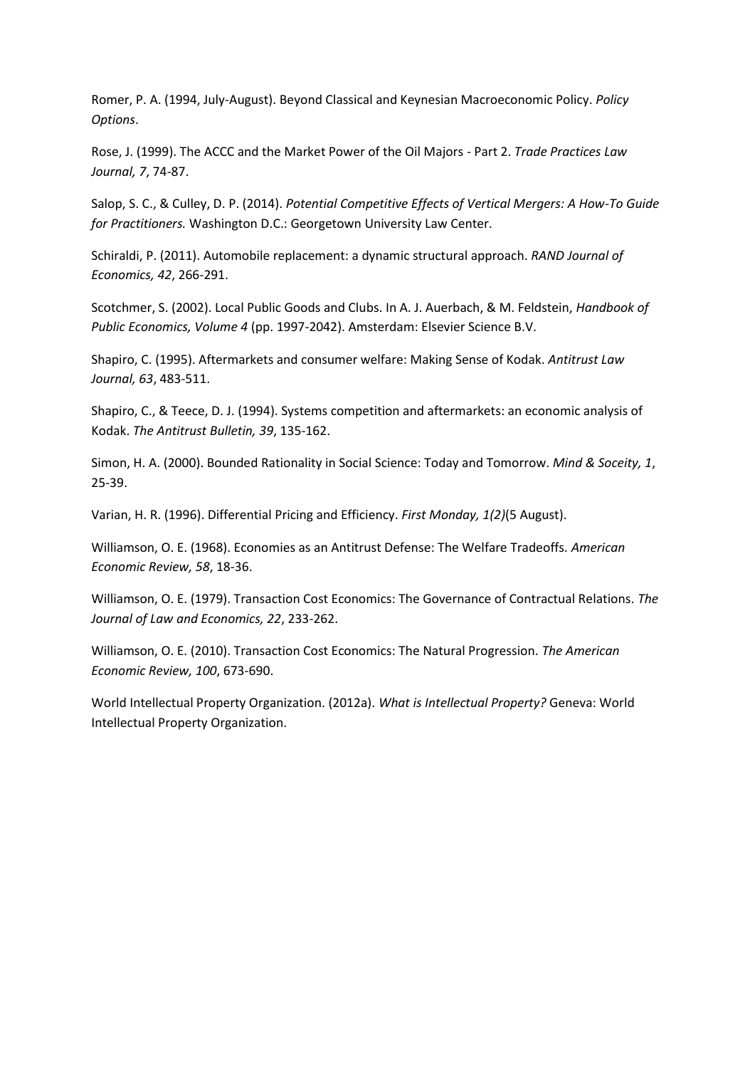Romer, P. A. (1994, July-August). Beyond Classical and Keynesian Macroeconomic Policy. *Policy Options*.

Rose, J. (1999). The ACCC and the Market Power of the Oil Majors - Part 2. *Trade Practices Law Journal, 7*, 74-87.

Salop, S. C., & Culley, D. P. (2014). *Potential Competitive Effects of Vertical Mergers: A How-To Guide for Practitioners.* Washington D.C.: Georgetown University Law Center.

Schiraldi, P. (2011). Automobile replacement: a dynamic structural approach. *RAND Journal of Economics, 42*, 266-291.

Scotchmer, S. (2002). Local Public Goods and Clubs. In A. J. Auerbach, & M. Feldstein, *Handbook of Public Economics, Volume 4* (pp. 1997-2042). Amsterdam: Elsevier Science B.V.

Shapiro, C. (1995). Aftermarkets and consumer welfare: Making Sense of Kodak. *Antitrust Law Journal, 63*, 483-511.

Shapiro, C., & Teece, D. J. (1994). Systems competition and aftermarkets: an economic analysis of Kodak. *The Antitrust Bulletin, 39*, 135-162.

Simon, H. A. (2000). Bounded Rationality in Social Science: Today and Tomorrow. *Mind & Soceity, 1*, 25-39.

Varian, H. R. (1996). Differential Pricing and Efficiency. *First Monday, 1(2)*(5 August).

Williamson, O. E. (1968). Economies as an Antitrust Defense: The Welfare Tradeoffs. *American Economic Review, 58*, 18-36.

Williamson, O. E. (1979). Transaction Cost Economics: The Governance of Contractual Relations. *The Journal of Law and Economics, 22*, 233-262.

Williamson, O. E. (2010). Transaction Cost Economics: The Natural Progression. *The American Economic Review, 100*, 673-690.

World Intellectual Property Organization. (2012a). *What is Intellectual Property?* Geneva: World Intellectual Property Organization.